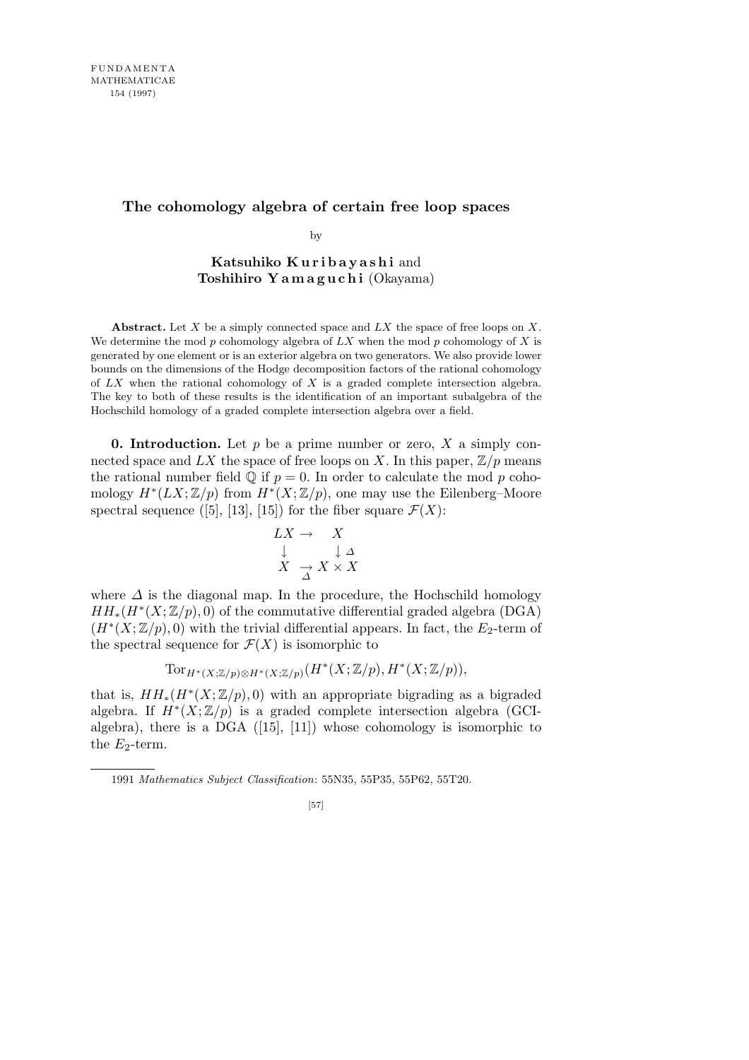# The cohomology algebra of certain free loop spaces

by

**Katsuhiko Kuribayashi** and **Toshihiro Yamaguchi** (Okayama)

**Abstract.** Let $X$ be a simply connected space and $LX$ the space of free loops on $X$. We determine the mod $p$ cohomology algebra of $LX$ when the mod $p$ cohomology of $X$ is generated by one element or is an exterior algebra on two generators. We also provide lower bounds on the dimensions of the Hodge decomposition factors of the rational cohomology of $LX$ when the rational cohomology of $X$ is a graded complete intersection algebra. The key to both of these results is the identification of an important subalgebra of the Hochschild homology of a graded complete intersection algebra over a field.

**0. Introduction.** Let $p$ be a prime number or zero, $X$ a simply connected space and $LX$ the space of free loops on $X$. In this paper, $\mathbb{Z}/p$ means the rational number field $\mathbb{Q}$ if $p = 0$. In order to calculate the mod $p$ cohomology $H^*(LX;\mathbb{Z}/p)$ from $H^*(X;\mathbb{Z}/p)$, one may use the Eilenberg–Moore spectral sequence ([5], [13], [15]) for the fiber square $\mathcal{F}(X)$:

$$\begin{array}{ccc} LX & \rightarrow & X \\ \downarrow & & \downarrow \Delta \\ X & \underset{\Delta}{\rightarrow} & X \times X \end{array}$$

where $\Delta$ is the diagonal map. In the procedure, the Hochschild homology $HH_*(H^*(X;\mathbb{Z}/p), 0)$ of the commutative differential graded algebra (DGA) $(H^*(X;\mathbb{Z}/p), 0)$ with the trivial differential appears. In fact, the $E_2$-term of the spectral sequence for $\mathcal{F}(X)$ is isomorphic to

$$\mathrm{Tor}_{H^*(X;\mathbb{Z}/p)\otimes H^*(X;\mathbb{Z}/p)}(H^*(X;\mathbb{Z}/p), H^*(X;\mathbb{Z}/p)),$$

that is, $HH_*(H^*(X;\mathbb{Z}/p), 0)$ with an appropriate bigrading as a bigraded algebra. If $H^*(X;\mathbb{Z}/p)$ is a graded complete intersection algebra (GCI-algebra), there is a DGA ([15], [11]) whose cohomology is isomorphic to the $E_2$-term.

1991 *Mathematics Subject Classification*: 55N35, 55P35, 55P62, 55T20.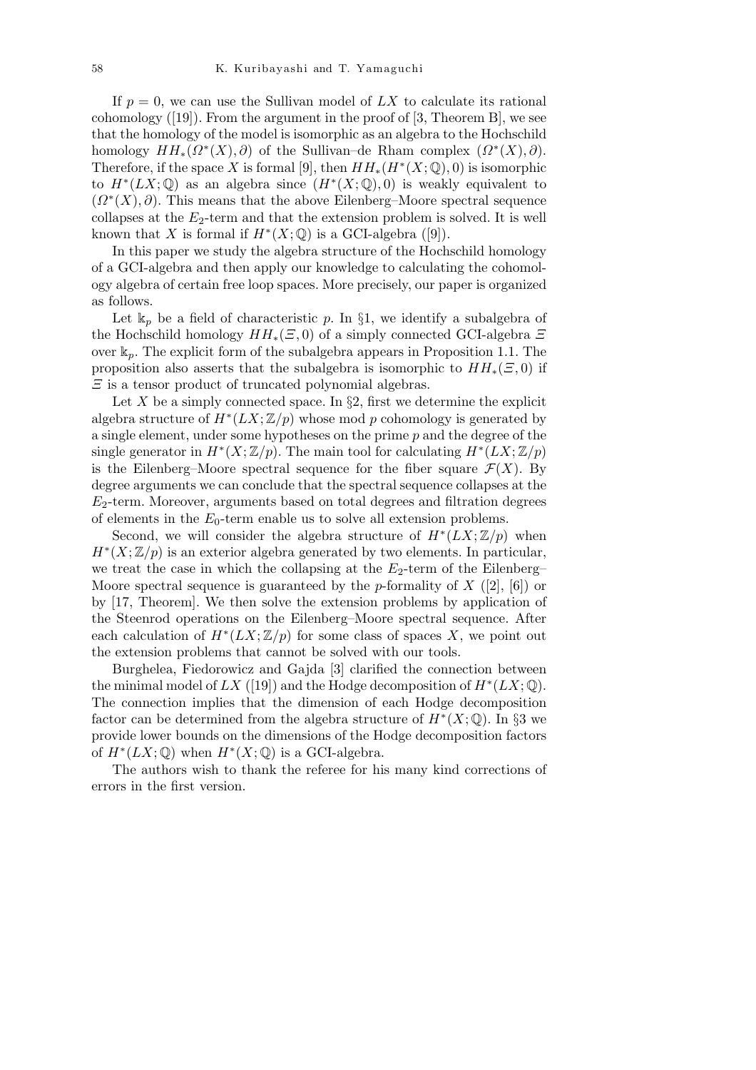If $p = 0$, we can use the Sullivan model of $LX$ to calculate its rational cohomology ([19]). From the argument in the proof of [3, Theorem B], we see that the homology of the model is isomorphic as an algebra to the Hochschild homology $HH_*(\Omega^*(X), \partial)$ of the Sullivan–de Rham complex $(\Omega^*(X), \partial)$. Therefore, if the space $X$ is formal [9], then $HH_*(H^*(X;\mathbb{Q}), 0)$ is isomorphic to $H^*(LX;\mathbb{Q})$ as an algebra since $(H^*(X;\mathbb{Q}), 0)$ is weakly equivalent to $(\Omega^*(X), \partial)$. This means that the above Eilenberg–Moore spectral sequence collapses at the $E_2$-term and that the extension problem is solved. It is well known that $X$ is formal if $H^*(X;\mathbb{Q})$ is a GCI-algebra ([9]).

In this paper we study the algebra structure of the Hochschild homology of a GCI-algebra and then apply our knowledge to calculating the cohomology algebra of certain free loop spaces. More precisely, our paper is organized as follows.

Let $\mathbb{k}_p$ be a field of characteristic $p$. In §1, we identify a subalgebra of the Hochschild homology $HH_*(\Xi, 0)$ of a simply connected GCI-algebra $\Xi$ over $\mathbb{k}_p$. The explicit form of the subalgebra appears in Proposition 1.1. The proposition also asserts that the subalgebra is isomorphic to $HH_*(\Xi, 0)$ if $\Xi$ is a tensor product of truncated polynomial algebras.

Let $X$ be a simply connected space. In §2, first we determine the explicit algebra structure of $H^*(LX;\mathbb{Z}/p)$ whose mod $p$ cohomology is generated by a single element, under some hypotheses on the prime $p$ and the degree of the single generator in $H^*(X;\mathbb{Z}/p)$. The main tool for calculating $H^*(LX;\mathbb{Z}/p)$ is the Eilenberg–Moore spectral sequence for the fiber square $\mathcal{F}(X)$. By degree arguments we can conclude that the spectral sequence collapses at the $E_2$-term. Moreover, arguments based on total degrees and filtration degrees of elements in the $E_0$-term enable us to solve all extension problems.

Second, we will consider the algebra structure of $H^*(LX;\mathbb{Z}/p)$ when $H^*(X;\mathbb{Z}/p)$ is an exterior algebra generated by two elements. In particular, we treat the case in which the collapsing at the $E_2$-term of the Eilenberg–Moore spectral sequence is guaranteed by the $p$-formality of $X$ ([2], [6]) or by [17, Theorem]. We then solve the extension problems by application of the Steenrod operations on the Eilenberg–Moore spectral sequence. After each calculation of $H^*(LX;\mathbb{Z}/p)$ for some class of spaces $X$, we point out the extension problems that cannot be solved with our tools.

Burghelea, Fiedorowicz and Gajda [3] clarified the connection between the minimal model of $LX$ ([19]) and the Hodge decomposition of $H^*(LX;\mathbb{Q})$. The connection implies that the dimension of each Hodge decomposition factor can be determined from the algebra structure of $H^*(X;\mathbb{Q})$. In §3 we provide lower bounds on the dimensions of the Hodge decomposition factors of $H^*(LX;\mathbb{Q})$ when $H^*(X;\mathbb{Q})$ is a GCI-algebra.

The authors wish to thank the referee for his many kind corrections of errors in the first version.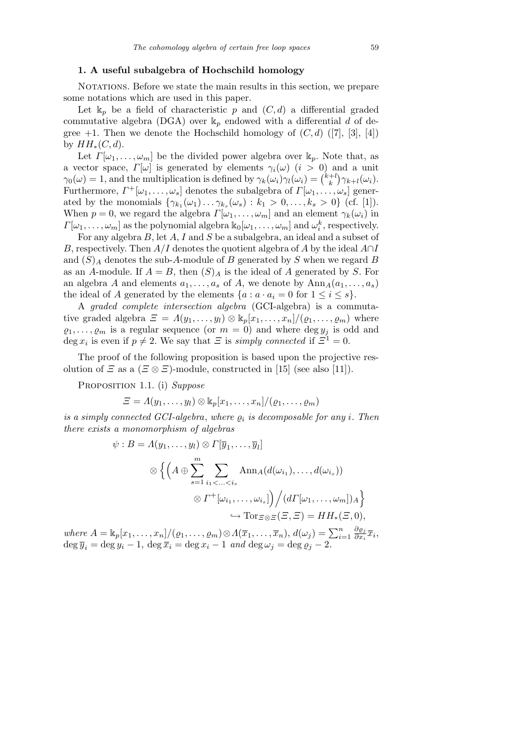## 1. A useful subalgebra of Hochschild homology

Notations. Before we state the main results in this section, we prepare some notations which are used in this paper.

Let $\mathbb{k}_p$ be a field of characteristic $p$ and $(C, d)$ a differential graded commutative algebra (DGA) over $\mathbb{k}_p$ endowed with a differential $d$ of degree $+1$. Then we denote the Hochschild homology of $(C, d)$ ([7], [3], [4]) by $HH_*(C, d)$.

Let $\Gamma[\omega_1, \dots, \omega_m]$ be the divided power algebra over $\mathbb{k}_p$. Note that, as a vector space, $\Gamma[\omega]$ is generated by elements $\gamma_i(\omega)$ $(i > 0)$ and a unit $\gamma_0(\omega) = 1$, and the multiplication is defined by $\gamma_k(\omega_i)\gamma_l(\omega_i) = \binom{k+l}{k}\gamma_{k+l}(\omega_i)$. Furthermore, $\Gamma^+[\omega_1, \dots, \omega_s]$ denotes the subalgebra of $\Gamma[\omega_1, \dots, \omega_s]$ generated by the monomials $\{\gamma_{k_1}(\omega_1)\dots\gamma_{k_s}(\omega_s) : k_1 > 0, \dots, k_s > 0\}$ (cf. [1]). When $p = 0$, we regard the algebra $\Gamma[\omega_1, \dots, \omega_m]$ and an element $\gamma_k(\omega_i)$ in $\Gamma[\omega_1, \dots, \omega_m]$ as the polynomial algebra $\mathbb{k}_0[\omega_1, \dots, \omega_m]$ and $\omega_i^k$, respectively.

For any algebra $B$, let $A$, $I$ and $S$ be a subalgebra, an ideal and a subset of $B$, respectively. Then $A/I$ denotes the quotient algebra of $A$ by the ideal $A \cap I$ and $(S)_A$ denotes the sub-$A$-module of $B$ generated by $S$ when we regard $B$ as an $A$-module. If $A = B$, then $(S)_A$ is the ideal of $A$ generated by $S$. For an algebra $A$ and elements $a_1, \dots, a_s$ of $A$, we denote by $\mathrm{Ann}_A(a_1, \dots, a_s)$ the ideal of $A$ generated by the elements $\{a : a \cdot a_i = 0 \text{ for } 1 \le i \le s\}$.

A *graded complete intersection algebra* (GCI-algebra) is a commutative graded algebra $\Xi = \Lambda(y_1, \dots, y_l) \otimes \mathbb{k}_p[x_1, \dots, x_n]/(\varrho_1, \dots, \varrho_m)$ where $\varrho_1, \dots, \varrho_m$ is a regular sequence (or $m = 0$) and where $\deg y_j$ is odd and $\deg x_i$ is even if $p \neq 2$. We say that $\Xi$ is *simply connected* if $\Xi^1 = 0$.

The proof of the following proposition is based upon the projective resolution of $\Xi$ as a $(\Xi \otimes \Xi)$-module, constructed in [15] (see also [11]).

Proposition 1.1. (i) *Suppose*

$$\Xi = \Lambda(y_1, \dots, y_l) \otimes \mathbb{k}_p[x_1, \dots, x_n]/(\varrho_1, \dots, \varrho_m)$$

*is a simply connected GCI-algebra, where $\varrho_i$ is decomposable for any $i$. Then there exists a monomorphism of algebras*

$$\begin{aligned} \psi : B = \Lambda(y_1, \dots, y_l) &\otimes \Gamma[\overline{y}_1, \dots, \overline{y}_l] \\ &\otimes \Big\{ \Big( A \oplus \sum_{s=1}^{m} \sum_{i_1 < \dots < i_s} \mathrm{Ann}_A(d(\omega_{i_1}), \dots, d(\omega_{i_s})) \\ &\qquad \otimes \Gamma^+[\omega_{i_1}, \dots, \omega_{i_s}] \Big) \Big/ (d\Gamma[\omega_1, \dots, \omega_m])_A \Big\} \\ &\qquad\qquad \hookrightarrow \mathrm{Tor}_{\Xi \otimes \Xi}(\Xi, \Xi) = HH_*(\Xi, 0), \end{aligned}$$

*where $A = \mathbb{k}_p[x_1, \dots, x_n]/(\varrho_1, \dots, \varrho_m) \otimes \Lambda(\overline{x}_1, \dots, \overline{x}_n)$, $d(\omega_j) = \sum_{i=1}^{n} \frac{\partial \varrho_j}{\partial x_i} \overline{x}_i$, $\deg \overline{y}_i = \deg y_i - 1$, $\deg \overline{x}_i = \deg x_i - 1$ and $\deg \omega_j = \deg \varrho_j - 2$.*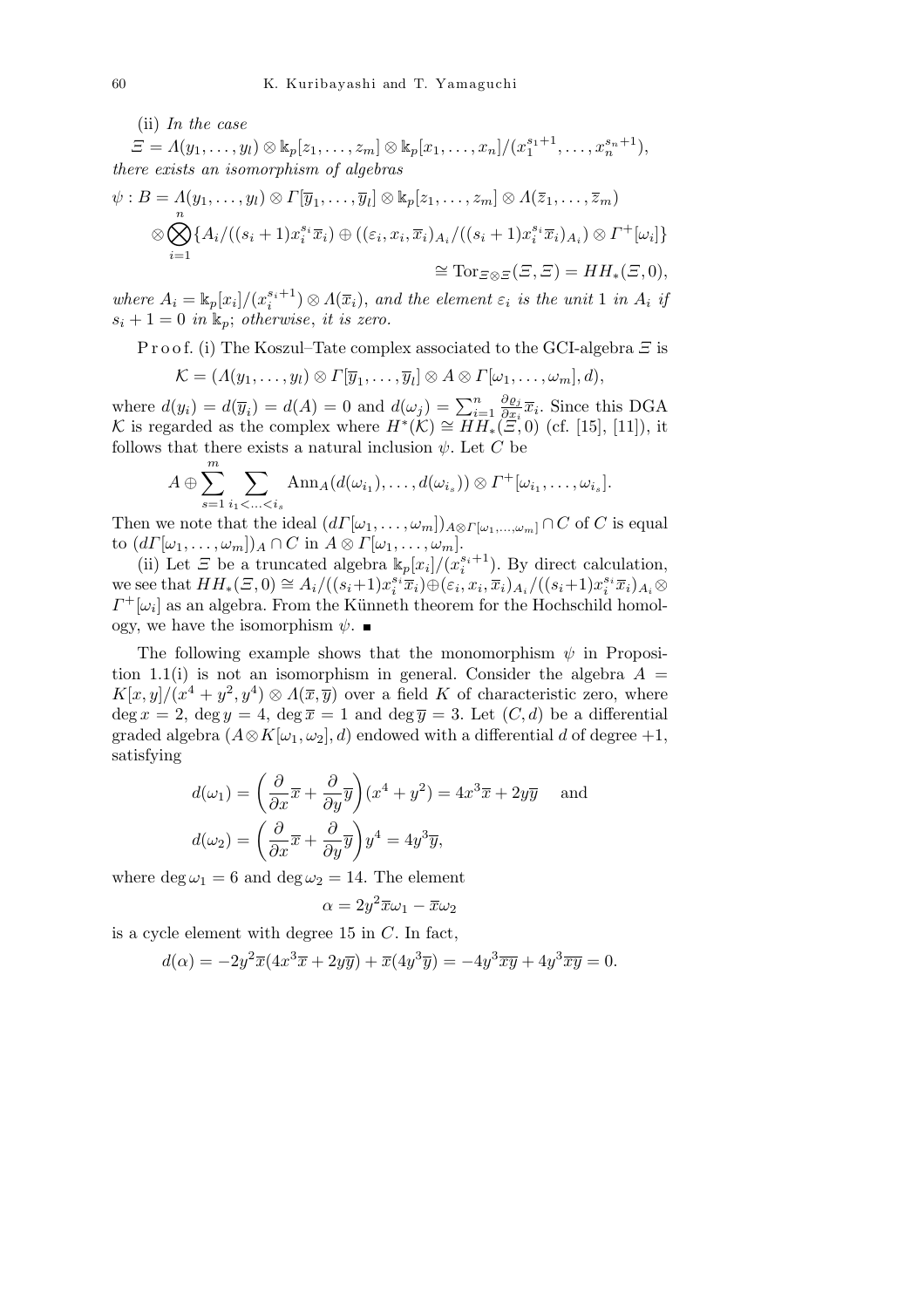(ii) *In the case*

$\Xi = \Lambda(y_1, \ldots, y_l) \otimes \Bbbk_p[z_1, \ldots, z_m] \otimes \Bbbk_p[x_1, \ldots, x_n]/(x_1^{s_1+1}, \ldots, x_n^{s_n+1})$, *there exists an isomorphism of algebras*

$$\psi : B = \Lambda(y_1, \ldots, y_l) \otimes \Gamma[\overline{y}_1, \ldots, \overline{y}_l] \otimes \Bbbk_p[z_1, \ldots, z_m] \otimes \Lambda(\overline{z}_1, \ldots, \overline{z}_m)$$
$$\otimes \bigotimes_{i=1}^{n} \{A_i/((s_i+1)x_i^{s_i}\overline{x}_i) \oplus ((\varepsilon_i, x_i, \overline{x}_i)_{A_i}/((s_i+1)x_i^{s_i}\overline{x}_i)_{A_i}) \otimes \Gamma^+[\omega_i]\}$$
$$\cong \mathrm{Tor}_{\Xi\otimes\Xi}(\Xi, \Xi) = HH_*(\Xi, 0),$$

*where* $A_i = \Bbbk_p[x_i]/(x_i^{s_i+1}) \otimes \Lambda(\overline{x}_i)$, *and the element* $\varepsilon_i$ *is the unit* 1 *in* $A_i$ *if* $s_i + 1 = 0$ *in* $\Bbbk_p$; *otherwise, it is zero.*

Proof. (i) The Koszul–Tate complex associated to the GCI-algebra $\Xi$ is

$$\mathcal{K} = (\Lambda(y_1, \ldots, y_l) \otimes \Gamma[\overline{y}_1, \ldots, \overline{y}_l] \otimes A \otimes \Gamma[\omega_1, \ldots, \omega_m], d),$$

where $d(y_i) = d(\overline{y}_i) = d(A) = 0$ and $d(\omega_j) = \sum_{i=1}^n \frac{\partial \varrho_j}{\partial x_i}\overline{x}_i$. Since this DGA $\mathcal{K}$ is regarded as the complex where $H^*(\mathcal{K}) \cong HH_*(\Xi, 0)$ (cf. [15], [11]), it follows that there exists a natural inclusion $\psi$. Let $C$ be

$$A \oplus \sum_{s=1}^{m} \sum_{i_1 < \ldots < i_s} \mathrm{Ann}_A(d(\omega_{i_1}), \ldots, d(\omega_{i_s})) \otimes \Gamma^+[\omega_{i_1}, \ldots, \omega_{i_s}].$$

Then we note that the ideal $(d\Gamma[\omega_1, \ldots, \omega_m])_{A\otimes\Gamma[\omega_1,\ldots,\omega_m]} \cap C$ of $C$ is equal to $(d\Gamma[\omega_1, \ldots, \omega_m])_A \cap C$ in $A \otimes \Gamma[\omega_1, \ldots, \omega_m]$.

(ii) Let $\Xi$ be a truncated algebra $\Bbbk_p[x_i]/(x_i^{s_i+1})$. By direct calculation, we see that $HH_*(\Xi, 0) \cong A_i/((s_i+1)x_i^{s_i}\overline{x}_i) \oplus (\varepsilon_i, x_i, \overline{x}_i)_{A_i}/((s_i+1)x_i^{s_i}\overline{x}_i)_{A_i} \otimes \Gamma^+[\omega_i]$ as an algebra. From the Künneth theorem for the Hochschild homology, we have the isomorphism $\psi$. ∎

The following example shows that the monomorphism $\psi$ in Proposition 1.1(i) is not an isomorphism in general. Consider the algebra $A = K[x, y]/(x^4 + y^2, y^4) \otimes \Lambda(\overline{x}, \overline{y})$ over a field $K$ of characteristic zero, where $\deg x = 2$, $\deg y = 4$, $\deg \overline{x} = 1$ and $\deg \overline{y} = 3$. Let $(C, d)$ be a differential graded algebra $(A \otimes K[\omega_1, \omega_2], d)$ endowed with a differential $d$ of degree $+1$, satisfying

$$d(\omega_1) = \left(\frac{\partial}{\partial x}\overline{x} + \frac{\partial}{\partial y}\overline{y}\right)(x^4 + y^2) = 4x^3\overline{x} + 2y\overline{y} \quad \text{and}$$
$$d(\omega_2) = \left(\frac{\partial}{\partial x}\overline{x} + \frac{\partial}{\partial y}\overline{y}\right)y^4 = 4y^3\overline{y},$$

where $\deg \omega_1 = 6$ and $\deg \omega_2 = 14$. The element

$$\alpha = 2y^2\overline{x}\omega_1 - \overline{x}\omega_2$$

is a cycle element with degree 15 in $C$. In fact,

$$d(\alpha) = -2y^2\overline{x}(4x^3\overline{x} + 2y\overline{y}) + \overline{x}(4y^3\overline{y}) = -4y^3\overline{xy} + 4y^3\overline{xy} = 0.$$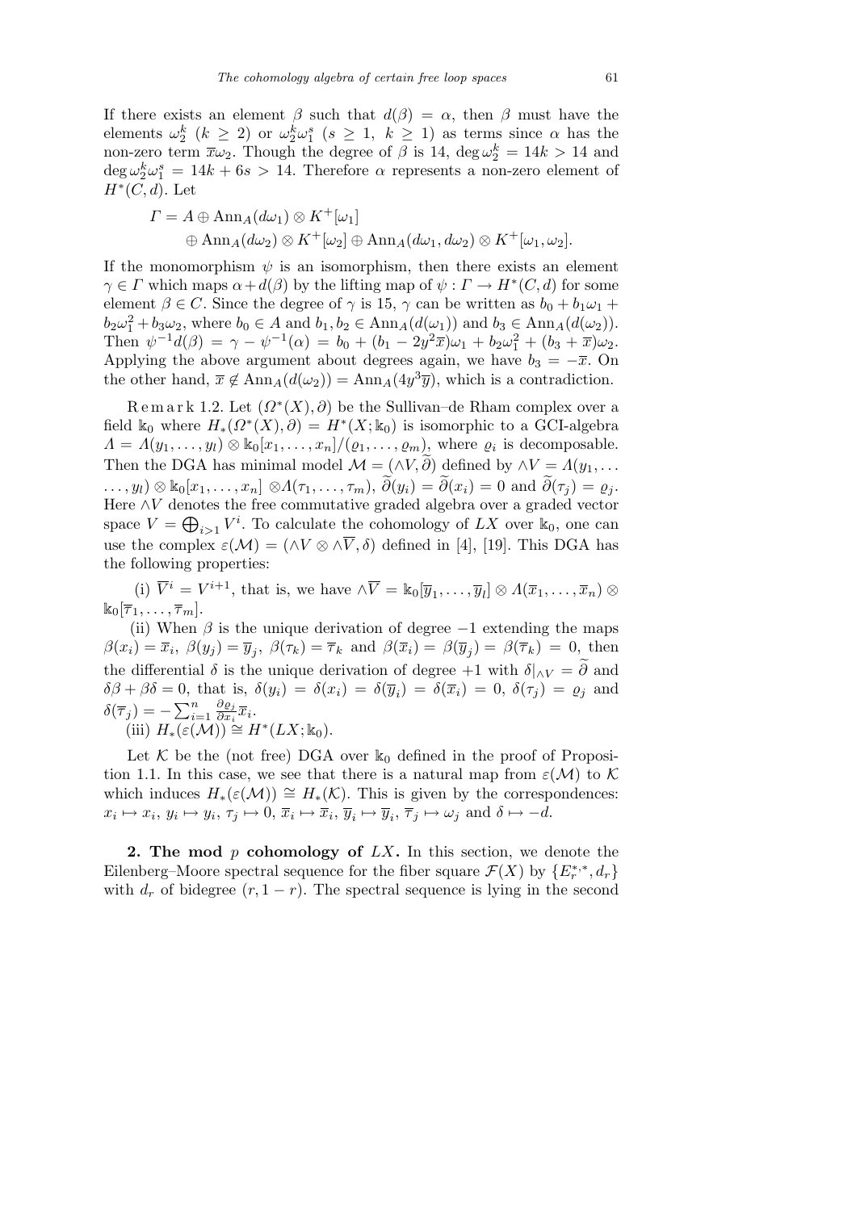If there exists an element $\beta$ such that $d(\beta) = \alpha$, then $\beta$ must have the elements $\omega_2^k$ ($k \geq 2$) or $\omega_2^k\omega_1^s$ ($s \geq 1$, $k \geq 1$) as terms since $\alpha$ has the non-zero term $\overline{x}\omega_2$. Though the degree of $\beta$ is 14, $\deg \omega_2^k = 14k > 14$ and $\deg \omega_2^k\omega_1^s = 14k + 6s > 14$. Therefore $\alpha$ represents a non-zero element of $H^*(C, d)$. Let

$$\begin{aligned}\Gamma = A &\oplus \mathrm{Ann}_A(d\omega_1) \otimes K^+[\omega_1] \\ &\oplus \mathrm{Ann}_A(d\omega_2) \otimes K^+[\omega_2] \oplus \mathrm{Ann}_A(d\omega_1, d\omega_2) \otimes K^+[\omega_1, \omega_2].\end{aligned}$$

If the monomorphism $\psi$ is an isomorphism, then there exists an element $\gamma \in \Gamma$ which maps $\alpha + d(\beta)$ by the lifting map of $\psi : \Gamma \to H^*(C, d)$ for some element $\beta \in C$. Since the degree of $\gamma$ is 15, $\gamma$ can be written as $b_0 + b_1\omega_1 + b_2\omega_1^2 + b_3\omega_2$, where $b_0 \in A$ and $b_1, b_2 \in \mathrm{Ann}_A(d(\omega_1))$ and $b_3 \in \mathrm{Ann}_A(d(\omega_2))$. Then $\psi^{-1}d(\beta) = \gamma - \psi^{-1}(\alpha) = b_0 + (b_1 - 2y^2\overline{x})\omega_1 + b_2\omega_1^2 + (b_3 + \overline{x})\omega_2$. Applying the above argument about degrees again, we have $b_3 = -\overline{x}$. On the other hand, $\overline{x} \notin \mathrm{Ann}_A(d(\omega_2)) = \mathrm{Ann}_A(4y^3\overline{y})$, which is a contradiction.

Remark 1.2. Let $(\Omega^*(X), \partial)$ be the Sullivan–de Rham complex over a field $\mathbb{k}_0$ where $H_*(\Omega^*(X), \partial) = H^*(X; \mathbb{k}_0)$ is isomorphic to a GCI-algebra $\Lambda = \Lambda(y_1, \ldots, y_l) \otimes \mathbb{k}_0[x_1, \ldots, x_n]/(\varrho_1, \ldots, \varrho_m)$, where $\varrho_i$ is decomposable. Then the DGA has minimal model $\mathcal{M} = (\wedge V, \widetilde{\partial})$ defined by $\wedge V = \Lambda(y_1, \ldots, y_l) \otimes \mathbb{k}_0[x_1, \ldots, x_n] \otimes \Lambda(\tau_1, \ldots, \tau_m)$, $\widetilde{\partial}(y_i) = \widetilde{\partial}(x_i) = 0$ and $\widetilde{\partial}(\tau_j) = \varrho_j$. Here $\wedge V$ denotes the free commutative graded algebra over a graded vector space $V = \bigoplus_{i>1} V^i$. To calculate the cohomology of $LX$ over $\mathbb{k}_0$, one can use the complex $\varepsilon(\mathcal{M}) = (\wedge V \otimes \wedge \overline{V}, \delta)$ defined in [4], [19]. This DGA has the following properties:

(i) $\overline{V}^i = V^{i+1}$, that is, we have $\wedge \overline{V} = \mathbb{k}_0[\overline{y}_1, \ldots, \overline{y}_l] \otimes \Lambda(\overline{x}_1, \ldots, \overline{x}_n) \otimes \mathbb{k}_0[\overline{\tau}_1, \ldots, \overline{\tau}_m]$.

(ii) When $\beta$ is the unique derivation of degree $-1$ extending the maps $\beta(x_i) = \overline{x}_i$, $\beta(y_j) = \overline{y}_j$, $\beta(\tau_k) = \overline{\tau}_k$ and $\beta(\overline{x}_i) = \beta(\overline{y}_j) = \beta(\overline{\tau}_k) = 0$, then the differential $\delta$ is the unique derivation of degree $+1$ with $\delta|_{\wedge V} = \widetilde{\partial}$ and $\delta\beta + \beta\delta = 0$, that is, $\delta(y_i) = \delta(x_i) = \delta(\overline{y}_i) = \delta(\overline{x}_i) = 0$, $\delta(\tau_j) = \varrho_j$ and $\delta(\overline{\tau}_j) = -\sum_{i=1}^n \frac{\partial \varrho_j}{\partial x_i}\overline{x}_i$.

(iii) $H_*(\varepsilon(\mathcal{M})) \cong H^*(LX; \mathbb{k}_0)$.

Let $\mathcal{K}$ be the (not free) DGA over $\mathbb{k}_0$ defined in the proof of Proposition 1.1. In this case, we see that there is a natural map from $\varepsilon(\mathcal{M})$ to $\mathcal{K}$ which induces $H_*(\varepsilon(\mathcal{M})) \cong H_*(\mathcal{K})$. This is given by the correspondences: $x_i \mapsto x_i$, $y_i \mapsto y_i$, $\tau_j \mapsto 0$, $\overline{x}_i \mapsto \overline{x}_i$, $\overline{y}_i \mapsto \overline{y}_i$, $\overline{\tau}_j \mapsto \omega_j$ and $\delta \mapsto -d$.

**2. The mod $p$ cohomology of $LX$.** In this section, we denote the Eilenberg–Moore spectral sequence for the fiber square $\mathcal{F}(X)$ by $\{E_r^{*,*}, d_r\}$ with $d_r$ of bidegree $(r, 1-r)$. The spectral sequence is lying in the second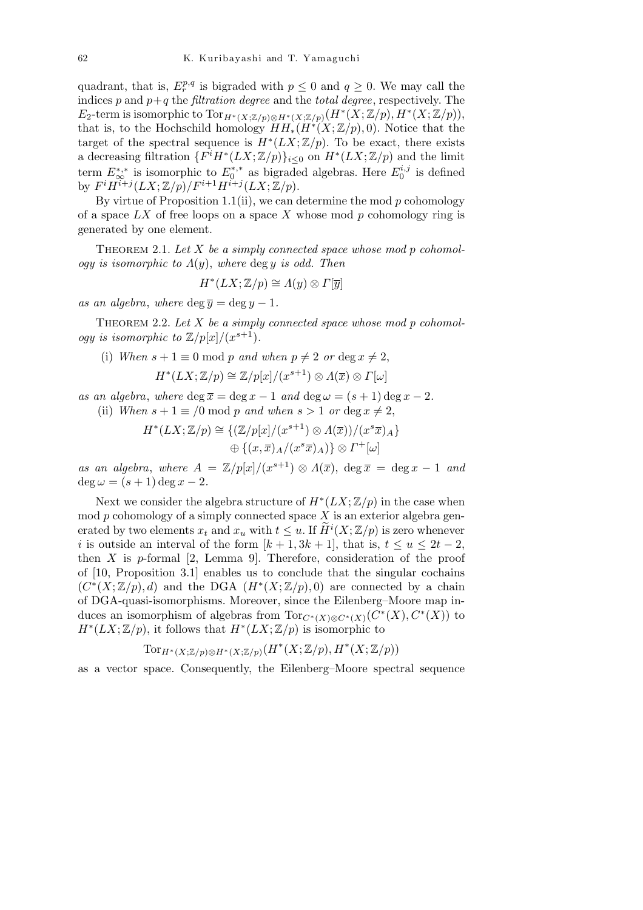quadrant, that is, $E_r^{p,q}$ is bigraded with $p \leq 0$ and $q \geq 0$. We may call the indices $p$ and $p+q$ the *filtration degree* and the *total degree*, respectively. The $E_2$-term is isomorphic to $\mathrm{Tor}_{H^*(X;\mathbb{Z}/p)\otimes H^*(X;\mathbb{Z}/p)}(H^*(X;\mathbb{Z}/p), H^*(X;\mathbb{Z}/p))$, that is, to the Hochschild homology $HH_*(H^*(X;\mathbb{Z}/p), 0)$. Notice that the target of the spectral sequence is $H^*(LX;\mathbb{Z}/p)$. To be exact, there exists a decreasing filtration $\{F^iH^*(LX;\mathbb{Z}/p)\}_{i\leq 0}$ on $H^*(LX;\mathbb{Z}/p)$ and the limit term $E_\infty^{*,*}$ is isomorphic to $E_0^{*,*}$ as bigraded algebras. Here $E_0^{i,j}$ is defined by $F^iH^{i+j}(LX;\mathbb{Z}/p)/F^{i+1}H^{i+j}(LX;\mathbb{Z}/p)$.

By virtue of Proposition 1.1(ii), we can determine the mod $p$ cohomology of a space $LX$ of free loops on a space $X$ whose mod $p$ cohomology ring is generated by one element.

Theorem 2.1. *Let $X$ be a simply connected space whose mod $p$ cohomology is isomorphic to $\Lambda(y)$, where $\deg y$ is odd. Then*

$$H^*(LX;\mathbb{Z}/p) \cong \Lambda(y) \otimes \Gamma[\overline{y}]$$

*as an algebra, where $\deg \overline{y} = \deg y - 1$.*

Theorem 2.2. *Let $X$ be a simply connected space whose mod $p$ cohomology is isomorphic to $\mathbb{Z}/p[x]/(x^{s+1})$.*

(i) *When $s+1 \equiv 0 \bmod p$ and when $p \neq 2$ or $\deg x \neq 2$,*

$$H^*(LX;\mathbb{Z}/p) \cong \mathbb{Z}/p[x]/(x^{s+1}) \otimes \Lambda(\overline{x}) \otimes \Gamma[\omega]$$

*as an algebra, where $\deg \overline{x} = \deg x - 1$ and $\deg \omega = (s+1)\deg x - 2$.*

(ii) *When $s+1 \not\equiv 0 \bmod p$ and when $s > 1$ or $\deg x \neq 2$,*

$$H^*(LX;\mathbb{Z}/p) \cong \{(\mathbb{Z}/p[x]/(x^{s+1}) \otimes \Lambda(\overline{x}))/(x^s\overline{x})_A\} \oplus \{(x,\overline{x})_A/(x^s\overline{x})_A)\} \otimes \Gamma^+[\omega]$$

*as an algebra, where $A = \mathbb{Z}/p[x]/(x^{s+1}) \otimes \Lambda(\overline{x})$, $\deg \overline{x} = \deg x - 1$ and $\deg \omega = (s+1)\deg x - 2$.*

Next we consider the algebra structure of $H^*(LX;\mathbb{Z}/p)$ in the case when mod $p$ cohomology of a simply connected space $X$ is an exterior algebra generated by two elements $x_t$ and $x_u$ with $t \leq u$. If $\widetilde{H}^i(X;\mathbb{Z}/p)$ is zero whenever $i$ is outside an interval of the form $[k+1, 3k+1]$, that is, $t \leq u \leq 2t-2$, then $X$ is $p$-formal [2, Lemma 9]. Therefore, consideration of the proof of [10, Proposition 3.1] enables us to conclude that the singular cochains $(C^*(X;\mathbb{Z}/p), d)$ and the DGA $(H^*(X;\mathbb{Z}/p), 0)$ are connected by a chain of DGA-quasi-isomorphisms. Moreover, since the Eilenberg–Moore map induces an isomorphism of algebras from $\mathrm{Tor}_{C^*(X)\otimes C^*(X)}(C^*(X), C^*(X))$ to $H^*(LX;\mathbb{Z}/p)$, it follows that $H^*(LX;\mathbb{Z}/p)$ is isomorphic to

$$\mathrm{Tor}_{H^*(X;\mathbb{Z}/p)\otimes H^*(X;\mathbb{Z}/p)}(H^*(X;\mathbb{Z}/p), H^*(X;\mathbb{Z}/p))$$

as a vector space. Consequently, the Eilenberg–Moore spectral sequence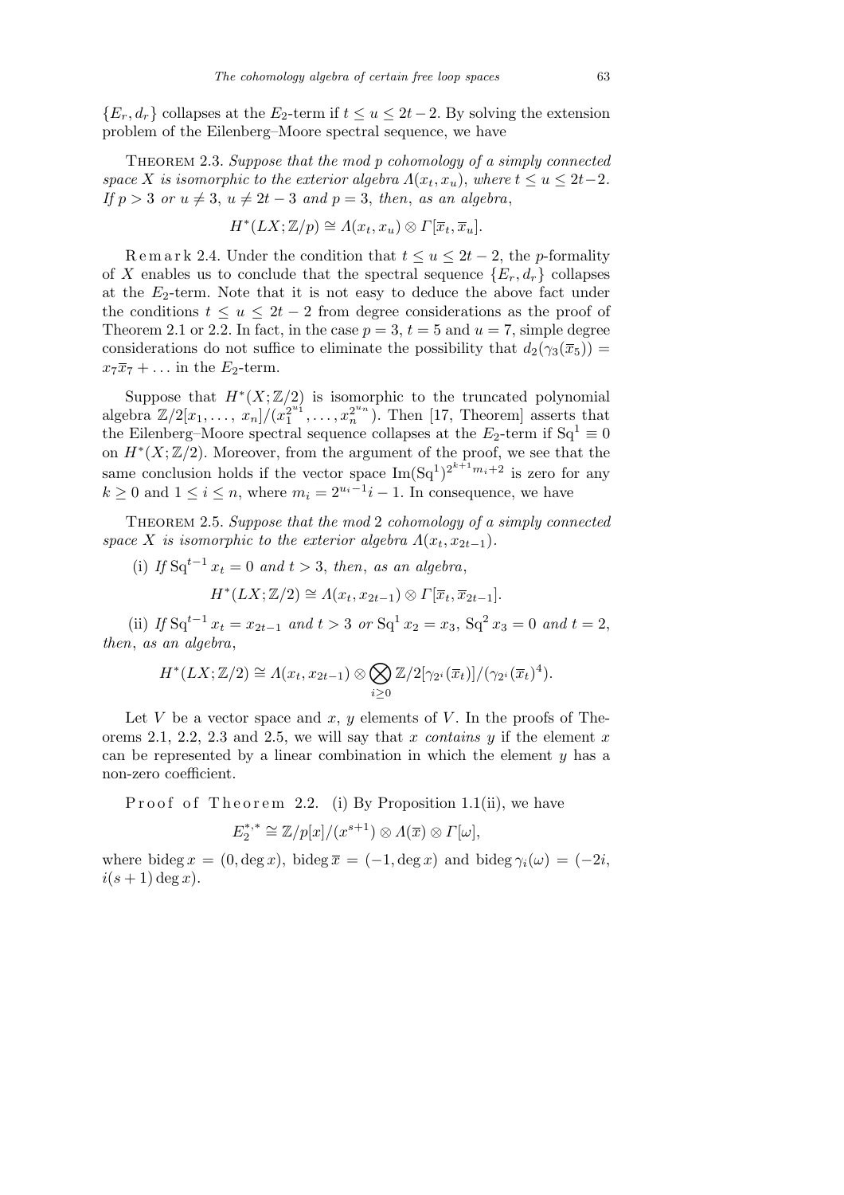$\{E_r, d_r\}$ collapses at the $E_2$-term if $t \le u \le 2t-2$. By solving the extension problem of the Eilenberg–Moore spectral sequence, we have

Theorem 2.3. *Suppose that the mod $p$ cohomology of a simply connected space $X$ is isomorphic to the exterior algebra $\Lambda(x_t, x_u)$, where $t \le u \le 2t-2$. If $p > 3$ or $u \ne 3$, $u \ne 2t-3$ and $p = 3$, then, as an algebra,*

$$H^*(LX; \mathbb{Z}/p) \cong \Lambda(x_t, x_u) \otimes \Gamma[\overline{x}_t, \overline{x}_u].$$

Remark 2.4. Under the condition that $t \le u \le 2t-2$, the $p$-formality of $X$ enables us to conclude that the spectral sequence $\{E_r, d_r\}$ collapses at the $E_2$-term. Note that it is not easy to deduce the above fact under the conditions $t \le u \le 2t-2$ from degree considerations as the proof of Theorem 2.1 or 2.2. In fact, in the case $p = 3$, $t = 5$ and $u = 7$, simple degree considerations do not suffice to eliminate the possibility that $d_2(\gamma_3(\overline{x}_5)) = x_7\overline{x}_7 + \ldots$ in the $E_2$-term.

Suppose that $H^*(X; \mathbb{Z}/2)$ is isomorphic to the truncated polynomial algebra $\mathbb{Z}/2[x_1, \ldots, x_n]/(x_1^{2^{u_1}}, \ldots, x_n^{2^{u_n}})$. Then [17, Theorem] asserts that the Eilenberg–Moore spectral sequence collapses at the $E_2$-term if $\mathrm{Sq}^1 \equiv 0$ on $H^*(X; \mathbb{Z}/2)$. Moreover, from the argument of the proof, we see that the same conclusion holds if the vector space $\mathrm{Im}(\mathrm{Sq}^1)^{2^{k+1}m_i+2}$ is zero for any $k \ge 0$ and $1 \le i \le n$, where $m_i = 2^{u_i-1}i - 1$. In consequence, we have

Theorem 2.5. *Suppose that the mod 2 cohomology of a simply connected space $X$ is isomorphic to the exterior algebra $\Lambda(x_t, x_{2t-1})$.*

(i) *If $\mathrm{Sq}^{t-1} x_t = 0$ and $t > 3$, then, as an algebra,*

$$H^*(LX; \mathbb{Z}/2) \cong \Lambda(x_t, x_{2t-1}) \otimes \Gamma[\overline{x}_t, \overline{x}_{2t-1}].$$

(ii) *If $\mathrm{Sq}^{t-1} x_t = x_{2t-1}$ and $t > 3$ or $\mathrm{Sq}^1 x_2 = x_3$, $\mathrm{Sq}^2 x_3 = 0$ and $t = 2$, then, as an algebra,*

$$H^*(LX; \mathbb{Z}/2) \cong \Lambda(x_t, x_{2t-1}) \otimes \bigotimes_{i \ge 0} \mathbb{Z}/2[\gamma_{2^i}(\overline{x}_t)]/(\gamma_{2^i}(\overline{x}_t)^4).$$

Let $V$ be a vector space and $x$, $y$ elements of $V$. In the proofs of Theorems 2.1, 2.2, 2.3 and 2.5, we will say that $x$ *contains* $y$ if the element $x$ can be represented by a linear combination in which the element $y$ has a non-zero coefficient.

Proof of Theorem 2.2. (i) By Proposition 1.1(ii), we have

$$E_2^{*,*} \cong \mathbb{Z}/p[x]/(x^{s+1}) \otimes \Lambda(\overline{x}) \otimes \Gamma[\omega],$$

where $\mathrm{bideg}\, x = (0, \deg x)$, $\mathrm{bideg}\, \overline{x} = (-1, \deg x)$ and $\mathrm{bideg}\, \gamma_i(\omega) = (-2i, i(s+1)\deg x)$.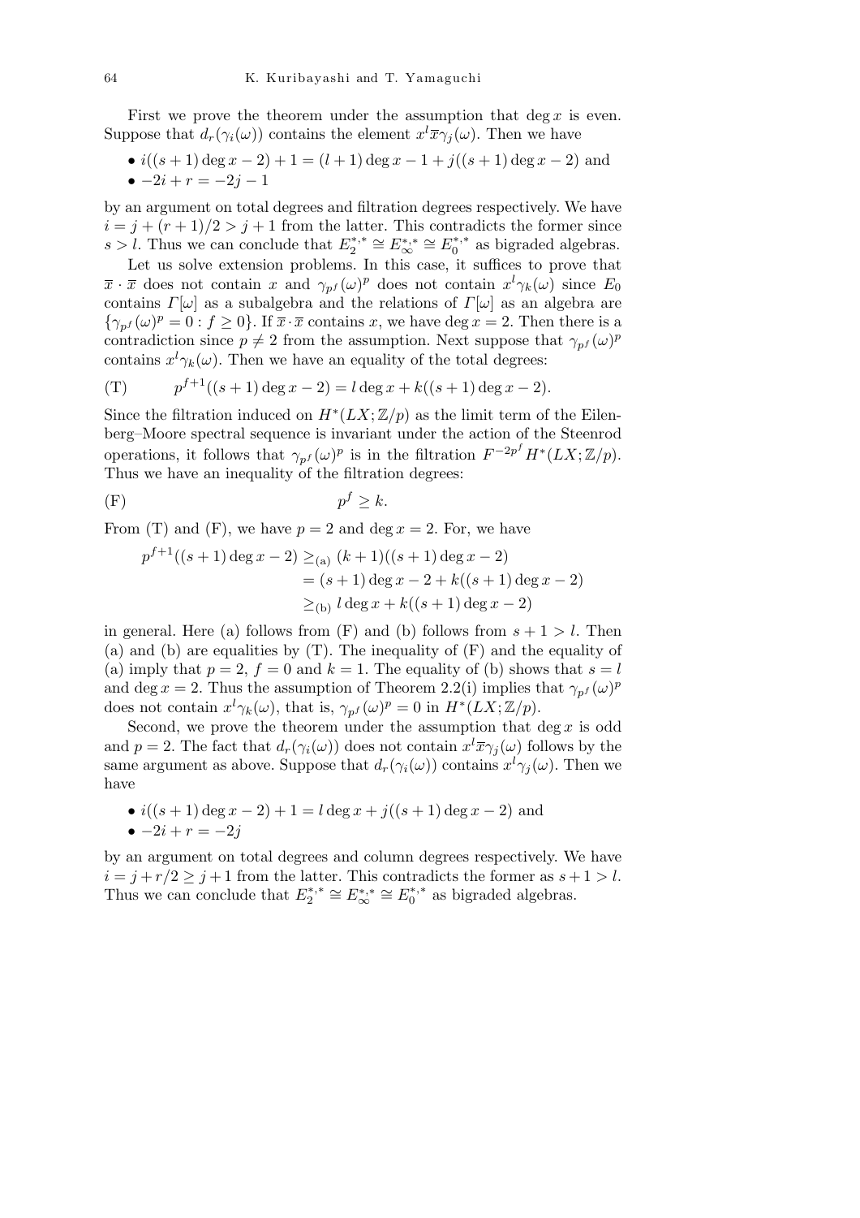First we prove the theorem under the assumption that $\deg x$ is even. Suppose that $d_r(\gamma_i(\omega))$ contains the element $x^l\overline{x}\gamma_j(\omega)$. Then we have

- $i((s+1)\deg x - 2) + 1 = (l+1)\deg x - 1 + j((s+1)\deg x - 2)$ and
- $-2i + r = -2j - 1$

by an argument on total degrees and filtration degrees respectively. We have $i = j + (r+1)/2 > j+1$ from the latter. This contradicts the former since $s > l$. Thus we can conclude that $E_2^{*,*} \cong E_\infty^{*,*} \cong E_0^{*,*}$ as bigraded algebras.

Let us solve extension problems. In this case, it suffices to prove that $\overline{x} \cdot \overline{x}$ does not contain $x$ and $\gamma_{p^f}(\omega)^p$ does not contain $x^l\gamma_k(\omega)$ since $E_0$ contains $\Gamma[\omega]$ as a subalgebra and the relations of $\Gamma[\omega]$ as an algebra are $\{\gamma_{p^f}(\omega)^p = 0 : f \geq 0\}$. If $\overline{x}\cdot\overline{x}$ contains $x$, we have $\deg x = 2$. Then there is a contradiction since $p \neq 2$ from the assumption. Next suppose that $\gamma_{p^f}(\omega)^p$ contains $x^l\gamma_k(\omega)$. Then we have an equality of the total degrees:

$$\text{(T)} \qquad p^{f+1}((s+1)\deg x - 2) = l \deg x + k((s+1)\deg x - 2).$$

Since the filtration induced on $H^*(LX;\mathbb{Z}/p)$ as the limit term of the Eilenberg–Moore spectral sequence is invariant under the action of the Steenrod operations, it follows that $\gamma_{p^f}(\omega)^p$ is in the filtration $F^{-2p^f}H^*(LX;\mathbb{Z}/p)$. Thus we have an inequality of the filtration degrees:

$$\text{(F)} \qquad p^f \geq k.$$

From (T) and (F), we have $p = 2$ and $\deg x = 2$. For, we have

$$\begin{aligned} p^{f+1}((s+1)\deg x - 2) &\geq_{(\mathrm{a})} (k+1)((s+1)\deg x - 2) \\ &= (s+1)\deg x - 2 + k((s+1)\deg x - 2) \\ &\geq_{(\mathrm{b})} l \deg x + k((s+1)\deg x - 2) \end{aligned}$$

in general. Here (a) follows from (F) and (b) follows from $s+1 > l$. Then (a) and (b) are equalities by (T). The inequality of (F) and the equality of (a) imply that $p = 2$, $f = 0$ and $k = 1$. The equality of (b) shows that $s = l$ and $\deg x = 2$. Thus the assumption of Theorem 2.2(i) implies that $\gamma_{p^f}(\omega)^p$ does not contain $x^l\gamma_k(\omega)$, that is, $\gamma_{p^f}(\omega)^p = 0$ in $H^*(LX;\mathbb{Z}/p)$.

Second, we prove the theorem under the assumption that $\deg x$ is odd and $p = 2$. The fact that $d_r(\gamma_i(\omega))$ does not contain $x^l\overline{x}\gamma_j(\omega)$ follows by the same argument as above. Suppose that $d_r(\gamma_i(\omega))$ contains $x^l\gamma_j(\omega)$. Then we have

- $i((s+1)\deg x - 2) + 1 = l \deg x + j((s+1)\deg x - 2)$ and
- $-2i + r = -2j$

by an argument on total degrees and column degrees respectively. We have $i = j + r/2 \geq j + 1$ from the latter. This contradicts the former as $s + 1 > l$. Thus we can conclude that $E_2^{*,*} \cong E_\infty^{*,*} \cong E_0^{*,*}$ as bigraded algebras.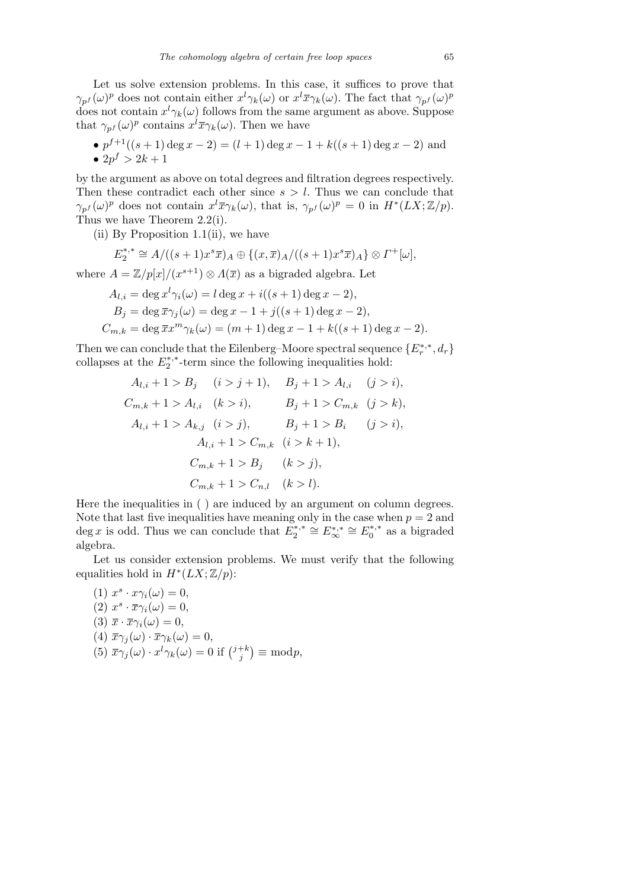Let us solve extension problems. In this case, it suffices to prove that $\gamma_{p^f}(\omega)^p$ does not contain either $x^l\gamma_k(\omega)$ or $x^l\overline{x}\gamma_k(\omega)$. The fact that $\gamma_{p^f}(\omega)^p$ does not contain $x^l\gamma_k(\omega)$ follows from the same argument as above. Suppose that $\gamma_{p^f}(\omega)^p$ contains $x^l\overline{x}\gamma_k(\omega)$. Then we have

- $p^{f+1}((s+1)\deg x - 2) = (l+1)\deg x - 1 + k((s+1)\deg x - 2)$ and
- $2p^f > 2k+1$

by the argument as above on total degrees and filtration degrees respectively. Then these contradict each other since $s > l$. Thus we can conclude that $\gamma_{p^f}(\omega)^p$ does not contain $x^l\overline{x}\gamma_k(\omega)$, that is, $\gamma_{p^f}(\omega)^p = 0$ in $H^*(LX;\mathbb{Z}/p)$. Thus we have Theorem 2.2(i).

(ii) By Proposition 1.1(ii), we have

$$E_2^{*,*} \cong A/((s+1)x^s\overline{x})_A \oplus \{(x,\overline{x})_A/((s+1)x^s\overline{x})_A\} \otimes \Gamma^+[\omega],$$

where $A = \mathbb{Z}/p[x]/(x^{s+1}) \otimes \Lambda(\overline{x})$ as a bigraded algebra. Let

$$\begin{aligned}
A_{l,i} &= \deg x^l\gamma_i(\omega) = l\deg x + i((s+1)\deg x - 2),\\
B_j &= \deg \overline{x}\gamma_j(\omega) = \deg x - 1 + j((s+1)\deg x - 2),\\
C_{m,k} &= \deg \overline{x}x^m\gamma_k(\omega) = (m+1)\deg x - 1 + k((s+1)\deg x - 2).
\end{aligned}$$

Then we can conclude that the Eilenberg–Moore spectral sequence $\{E_r^{*,*}, d_r\}$ collapses at the $E_2^{*,*}$-term since the following inequalities hold:

$$\begin{aligned}
&A_{l,i}+1 > B_j \quad (i > j+1), \qquad B_j + 1 > A_{l,i} \quad (j > i),\\
&C_{m,k}+1 > A_{l,i} \quad (k > i), \qquad B_j + 1 > C_{m,k} \quad (j > k),\\
&A_{l,i}+1 > A_{k,j} \quad (i > j), \qquad B_j + 1 > B_i \quad (j > i),\\
&\qquad A_{l,i}+1 > C_{m,k} \quad (i > k+1),\\
&\qquad C_{m,k}+1 > B_j \quad (k > j),\\
&\qquad C_{m,k}+1 > C_{n,l} \quad (k > l).
\end{aligned}$$

Here the inequalities in ( ) are induced by an argument on column degrees. Note that last five inequalities have meaning only in the case when $p = 2$ and $\deg x$ is odd. Thus we can conclude that $E_2^{*,*} \cong E_\infty^{*,*} \cong E_0^{*,*}$ as a bigraded algebra.

Let us consider extension problems. We must verify that the following equalities hold in $H^*(LX;\mathbb{Z}/p)$:

(1) $x^s \cdot x\gamma_i(\omega) = 0$,
(2) $x^s \cdot \overline{x}\gamma_i(\omega) = 0$,
(3) $\overline{x} \cdot \overline{x}\gamma_i(\omega) = 0$,
(4) $\overline{x}\gamma_j(\omega) \cdot \overline{x}\gamma_k(\omega) = 0$,
(5) $\overline{x}\gamma_j(\omega) \cdot x^l\gamma_k(\omega) = 0$ if $\binom{j+k}{j} \equiv \bmod p$,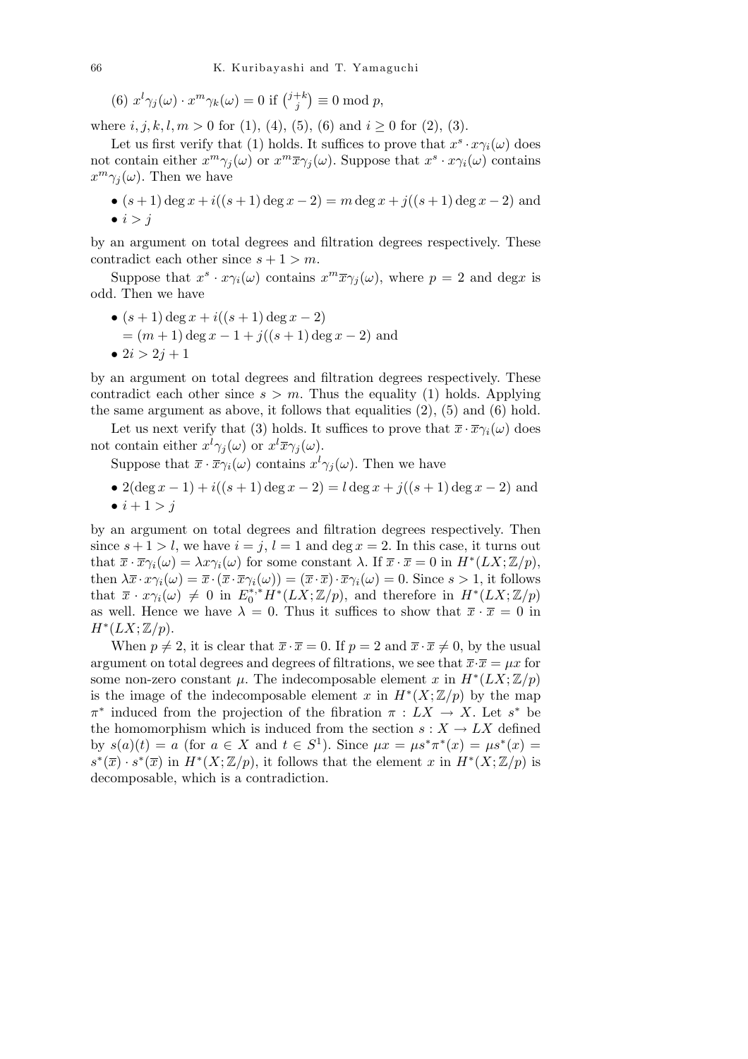(6) $x^l\gamma_j(\omega) \cdot x^m\gamma_k(\omega) = 0$ if $\binom{j+k}{j} \equiv 0 \bmod p$,

where $i, j, k, l, m > 0$ for (1), (4), (5), (6) and $i \geq 0$ for (2), (3).

Let us first verify that (1) holds. It suffices to prove that $x^s \cdot x\gamma_i(\omega)$ does not contain either $x^m\gamma_j(\omega)$ or $x^m\overline{x}\gamma_j(\omega)$. Suppose that $x^s \cdot x\gamma_i(\omega)$ contains $x^m\gamma_j(\omega)$. Then we have

- $(s+1)\deg x + i((s+1)\deg x - 2) = m \deg x + j((s+1)\deg x - 2)$ and
- $i > j$

by an argument on total degrees and filtration degrees respectively. These contradict each other since $s + 1 > m$.

Suppose that $x^s \cdot x\gamma_i(\omega)$ contains $x^m\overline{x}\gamma_j(\omega)$, where $p = 2$ and deg$x$ is odd. Then we have

- $(s+1)\deg x + i((s+1)\deg x - 2)$
 $= (m+1)\deg x - 1 + j((s+1)\deg x - 2)$ and
- $2i > 2j + 1$

by an argument on total degrees and filtration degrees respectively. These contradict each other since $s > m$. Thus the equality (1) holds. Applying the same argument as above, it follows that equalities (2), (5) and (6) hold.

Let us next verify that (3) holds. It suffices to prove that $\overline{x} \cdot \overline{x}\gamma_i(\omega)$ does not contain either $x^l\gamma_j(\omega)$ or $x^l\overline{x}\gamma_j(\omega)$.

Suppose that $\overline{x} \cdot \overline{x}\gamma_i(\omega)$ contains $x^l\gamma_j(\omega)$. Then we have

- $2(\deg x - 1) + i((s+1)\deg x - 2) = l \deg x + j((s+1)\deg x - 2)$ and
- $i + 1 > j$

by an argument on total degrees and filtration degrees respectively. Then since $s + 1 > l$, we have $i = j$, $l = 1$ and $\deg x = 2$. In this case, it turns out that $\overline{x} \cdot \overline{x}\gamma_i(\omega) = \lambda x\gamma_i(\omega)$ for some constant $\lambda$. If $\overline{x} \cdot \overline{x} = 0$ in $H^*(LX;\mathbb{Z}/p)$, then $\lambda\overline{x} \cdot x\gamma_i(\omega) = \overline{x} \cdot (\overline{x} \cdot \overline{x}\gamma_i(\omega)) = (\overline{x} \cdot \overline{x}) \cdot \overline{x}\gamma_i(\omega) = 0$. Since $s > 1$, it follows that $\overline{x} \cdot x\gamma_i(\omega) \neq 0$ in $E_0^{*,*}H^*(LX;\mathbb{Z}/p)$, and therefore in $H^*(LX;\mathbb{Z}/p)$ as well. Hence we have $\lambda = 0$. Thus it suffices to show that $\overline{x} \cdot \overline{x} = 0$ in $H^*(LX;\mathbb{Z}/p)$.

When $p \neq 2$, it is clear that $\overline{x} \cdot \overline{x} = 0$. If $p = 2$ and $\overline{x} \cdot \overline{x} \neq 0$, by the usual argument on total degrees and degrees of filtrations, we see that $\overline{x} \cdot \overline{x} = \mu x$ for some non-zero constant $\mu$. The indecomposable element $x$ in $H^*(LX;\mathbb{Z}/p)$ is the image of the indecomposable element $x$ in $H^*(X;\mathbb{Z}/p)$ by the map $\pi^*$ induced from the projection of the fibration $\pi : LX \to X$. Let $s^*$ be the homomorphism which is induced from the section $s : X \to LX$ defined by $s(a)(t) = a$ (for $a \in X$ and $t \in S^1$). Since $\mu x = \mu s^*\pi^*(x) = \mu s^*(x) = s^*(\overline{x}) \cdot s^*(\overline{x})$ in $H^*(X;\mathbb{Z}/p)$, it follows that the element $x$ in $H^*(X;\mathbb{Z}/p)$ is decomposable, which is a contradiction.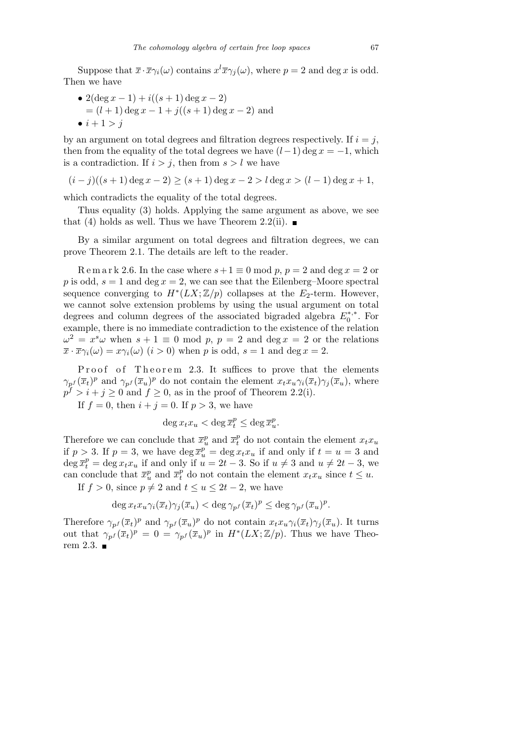Suppose that $\overline{x} \cdot \overline{x}\gamma_i(\omega)$ contains $x^l\overline{x}\gamma_j(\omega)$, where $p = 2$ and $\deg x$ is odd. Then we have

- $2(\deg x - 1) + i((s + 1)\deg x - 2)$
  $= (l + 1)\deg x - 1 + j((s + 1)\deg x - 2)$ and
- $i + 1 > j$

by an argument on total degrees and filtration degrees respectively. If $i = j$, then from the equality of the total degrees we have $(l - 1)\deg x = -1$, which is a contradiction. If $i > j$, then from $s > l$ we have

$$(i - j)((s + 1)\deg x - 2) \geq (s + 1)\deg x - 2 > l\deg x > (l - 1)\deg x + 1,$$

which contradicts the equality of the total degrees.

Thus equality (3) holds. Applying the same argument as above, we see that (4) holds as well. Thus we have Theorem 2.2(ii). ∎

By a similar argument on total degrees and filtration degrees, we can prove Theorem 2.1. The details are left to the reader.

*Remark 2.6.* In the case where $s+1 \equiv 0 \bmod p$, $p = 2$ and $\deg x = 2$ or $p$ is odd, $s = 1$ and $\deg x = 2$, we can see that the Eilenberg–Moore spectral sequence converging to $H^*(LX; \mathbb{Z}/p)$ collapses at the $E_2$-term. However, we cannot solve extension problems by using the usual argument on total degrees and column degrees of the associated bigraded algebra $E_0^{*,*}$. For example, there is no immediate contradiction to the existence of the relation $\omega^2 = x^s\omega$ when $s + 1 \equiv 0 \bmod p$, $p = 2$ and $\deg x = 2$ or the relations $\overline{x} \cdot \overline{x}\gamma_i(\omega) = x\gamma_i(\omega)$ $(i > 0)$ when $p$ is odd, $s = 1$ and $\deg x = 2$.

*Proof of Theorem 2.3.* It suffices to prove that the elements $\gamma_{p^f}(\overline{x}_t)^p$ and $\gamma_{p^f}(\overline{x}_u)^p$ do not contain the element $x_tx_u\gamma_i(\overline{x}_t)\gamma_j(\overline{x}_u)$, where $p^f > i + j \geq 0$ and $f \geq 0$, as in the proof of Theorem 2.2(i).

If $f = 0$, then $i + j = 0$. If $p > 3$, we have

$$\deg x_tx_u < \deg \overline{x}_t^p \leq \deg \overline{x}_u^p.$$

Therefore we can conclude that $\overline{x}_u^p$ and $\overline{x}_t^p$ do not contain the element $x_tx_u$ if $p > 3$. If $p = 3$, we have $\deg \overline{x}_u^p = \deg x_tx_u$ if and only if $t = u = 3$ and $\deg \overline{x}_t^p = \deg x_tx_u$ if and only if $u = 2t - 3$. So if $u \neq 3$ and $u \neq 2t - 3$, we can conclude that $\overline{x}_u^p$ and $\overline{x}_t^p$ do not contain the element $x_tx_u$ since $t \leq u$.

If $f > 0$, since $p \neq 2$ and $t \leq u \leq 2t - 2$, we have

$$\deg x_tx_u\gamma_i(\overline{x}_t)\gamma_j(\overline{x}_u) < \deg \gamma_{p^f}(\overline{x}_t)^p \leq \deg \gamma_{p^f}(\overline{x}_u)^p.$$

Therefore $\gamma_{p^f}(\overline{x}_t)^p$ and $\gamma_{p^f}(\overline{x}_u)^p$ do not contain $x_tx_u\gamma_i(\overline{x}_t)\gamma_j(\overline{x}_u)$. It turns out that $\gamma_{p^f}(\overline{x}_t)^p = 0 = \gamma_{p^f}(\overline{x}_u)^p$ in $H^*(LX; \mathbb{Z}/p)$. Thus we have Theorem 2.3. ∎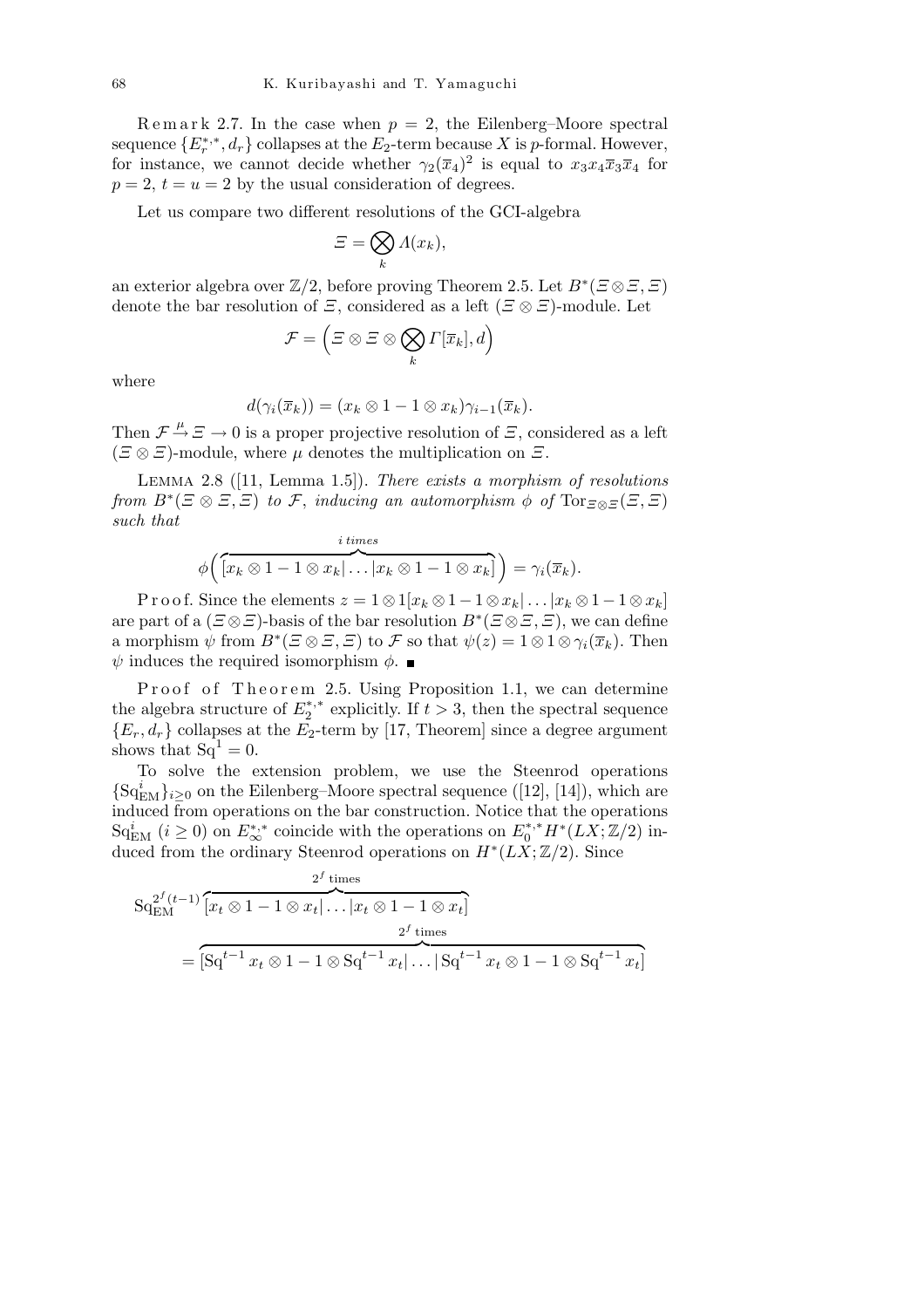Remark 2.7. In the case when $p = 2$, the Eilenberg–Moore spectral sequence $\{E_r^{*,*}, d_r\}$ collapses at the $E_2$-term because $X$ is $p$-formal. However, for instance, we cannot decide whether $\gamma_2(\overline{x}_4)^2$ is equal to $x_3 x_4 \overline{x}_3 \overline{x}_4$ for $p = 2$, $t = u = 2$ by the usual consideration of degrees.

Let us compare two different resolutions of the GCI-algebra

$$\varXi = \bigotimes_k \Lambda(x_k),$$

an exterior algebra over $\mathbb{Z}/2$, before proving Theorem 2.5. Let $B^*(\varXi \otimes \varXi, \varXi)$ denote the bar resolution of $\varXi$, considered as a left $(\varXi \otimes \varXi)$-module. Let

$$\mathcal{F} = \Big(\varXi \otimes \varXi \otimes \bigotimes_k \Gamma[\overline{x}_k], d\Big)$$

where

$$d(\gamma_i(\overline{x}_k)) = (x_k \otimes 1 - 1 \otimes x_k)\gamma_{i-1}(\overline{x}_k).$$

Then $\mathcal{F} \xrightarrow{\mu} \varXi \to 0$ is a proper projective resolution of $\varXi$, considered as a left $(\varXi \otimes \varXi)$-module, where $\mu$ denotes the multiplication on $\varXi$.

Lemma 2.8 ([11, Lemma 1.5]). *There exists a morphism of resolutions from $B^*(\varXi \otimes \varXi, \varXi)$ to $\mathcal{F}$, inducing an automorphism $\phi$ of $\mathrm{Tor}_{\varXi\otimes\varXi}(\varXi, \varXi)$ such that*

$$\phi\Big(\overbrace{[x_k \otimes 1 - 1 \otimes x_k| \ldots |x_k \otimes 1 - 1 \otimes x_k]}^{i\ times}\Big) = \gamma_i(\overline{x}_k).$$

Proof. Since the elements $z = 1 \otimes 1[x_k \otimes 1 - 1 \otimes x_k| \ldots |x_k \otimes 1 - 1 \otimes x_k]$ are part of a $(\varXi \otimes \varXi)$-basis of the bar resolution $B^*(\varXi \otimes \varXi, \varXi)$, we can define a morphism $\psi$ from $B^*(\varXi \otimes \varXi, \varXi)$ to $\mathcal{F}$ so that $\psi(z) = 1 \otimes 1 \otimes \gamma_i(\overline{x}_k)$. Then $\psi$ induces the required isomorphism $\phi$. ∎

Proof of Theorem 2.5. Using Proposition 1.1, we can determine the algebra structure of $E_2^{*,*}$ explicitly. If $t > 3$, then the spectral sequence $\{E_r, d_r\}$ collapses at the $E_2$-term by [17, Theorem] since a degree argument shows that $\mathrm{Sq}^1 = 0$.

To solve the extension problem, we use the Steenrod operations $\{\mathrm{Sq}^i_{\mathrm{EM}}\}_{i\ge 0}$ on the Eilenberg–Moore spectral sequence ([12], [14]), which are induced from operations on the bar construction. Notice that the operations $\mathrm{Sq}^i_{\mathrm{EM}}$ $(i \ge 0)$ on $E_\infty^{*,*}$ coincide with the operations on $E_0^{*,*}H^*(LX;\mathbb{Z}/2)$ induced from the ordinary Steenrod operations on $H^*(LX;\mathbb{Z}/2)$. Since

$$\begin{aligned}\mathrm{Sq}_{\mathrm{EM}}^{2^f(t-1)} &\overbrace{[x_t \otimes 1 - 1 \otimes x_t| \ldots |x_t \otimes 1 - 1 \otimes x_t]}^{2^f \text{ times}} \\ &= \overbrace{[\mathrm{Sq}^{t-1} x_t \otimes 1 - 1 \otimes \mathrm{Sq}^{t-1} x_t| \ldots |\,\mathrm{Sq}^{t-1} x_t \otimes 1 - 1 \otimes \mathrm{Sq}^{t-1} x_t]}^{2^f \text{ times}}\end{aligned}$$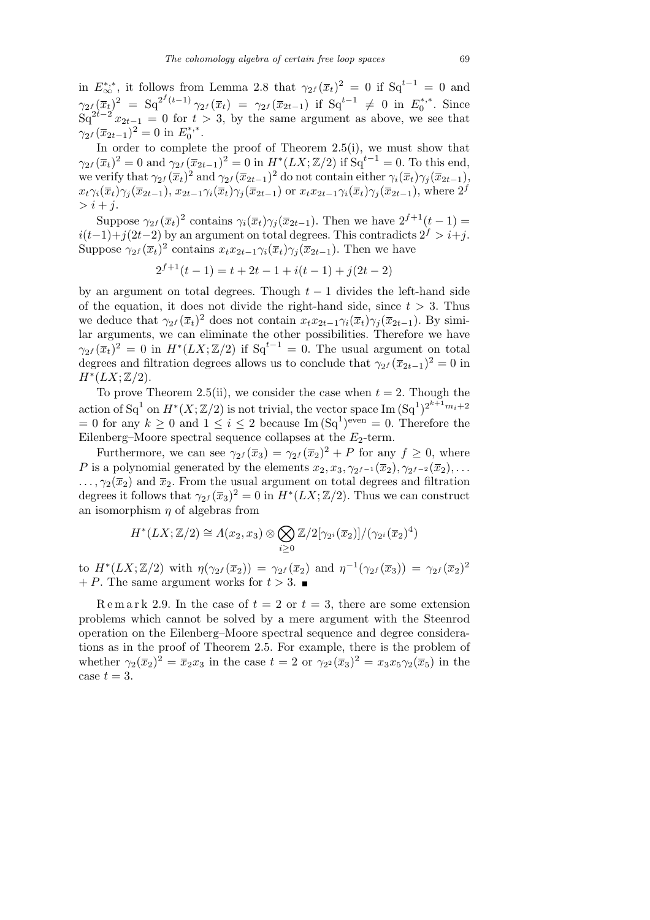in $E_\infty^{*,*}$, it follows from Lemma 2.8 that $\gamma_{2^f}(\overline{x}_t)^2 = 0$ if $\mathrm{Sq}^{t-1} = 0$ and $\gamma_{2^f}(\overline{x}_t)^2 = \mathrm{Sq}^{2^f(t-1)}\gamma_{2^f}(\overline{x}_t) = \gamma_{2^f}(\overline{x}_{2t-1})$ if $\mathrm{Sq}^{t-1} \neq 0$ in $E_0^{*,*}$. Since $\mathrm{Sq}^{2t-2} x_{2t-1} = 0$ for $t > 3$, by the same argument as above, we see that $\gamma_{2^f}(\overline{x}_{2t-1})^2 = 0$ in $E_0^{*,*}$.

In order to complete the proof of Theorem 2.5(i), we must show that $\gamma_{2^f}(\overline{x}_t)^2 = 0$ and $\gamma_{2^f}(\overline{x}_{2t-1})^2 = 0$ in $H^*(LX;\mathbb{Z}/2)$ if $\mathrm{Sq}^{t-1} = 0$. To this end, we verify that $\gamma_{2^f}(\overline{x}_t)^2$ and $\gamma_{2^f}(\overline{x}_{2t-1})^2$ do not contain either $\gamma_i(\overline{x}_t)\gamma_j(\overline{x}_{2t-1})$, $x_t\gamma_i(\overline{x}_t)\gamma_j(\overline{x}_{2t-1})$, $x_{2t-1}\gamma_i(\overline{x}_t)\gamma_j(\overline{x}_{2t-1})$ or $x_t x_{2t-1}\gamma_i(\overline{x}_t)\gamma_j(\overline{x}_{2t-1})$, where $2^f > i+j$.

Suppose $\gamma_{2^f}(\overline{x}_t)^2$ contains $\gamma_i(\overline{x}_t)\gamma_j(\overline{x}_{2t-1})$. Then we have $2^{f+1}(t-1) = i(t-1)+j(2t-2)$ by an argument on total degrees. This contradicts $2^f > i+j$. Suppose $\gamma_{2^f}(\overline{x}_t)^2$ contains $x_t x_{2t-1}\gamma_i(\overline{x}_t)\gamma_j(\overline{x}_{2t-1})$. Then we have

$$2^{f+1}(t-1) = t + 2t - 1 + i(t-1) + j(2t-2)$$

by an argument on total degrees. Though $t-1$ divides the left-hand side of the equation, it does not divide the right-hand side, since $t > 3$. Thus we deduce that $\gamma_{2^f}(\overline{x}_t)^2$ does not contain $x_t x_{2t-1}\gamma_i(\overline{x}_t)\gamma_j(\overline{x}_{2t-1})$. By similar arguments, we can eliminate the other possibilities. Therefore we have $\gamma_{2^f}(\overline{x}_t)^2 = 0$ in $H^*(LX;\mathbb{Z}/2)$ if $\mathrm{Sq}^{t-1} = 0$. The usual argument on total degrees and filtration degrees allows us to conclude that $\gamma_{2^f}(\overline{x}_{2t-1})^2 = 0$ in $H^*(LX;\mathbb{Z}/2)$.

To prove Theorem 2.5(ii), we consider the case when $t = 2$. Though the action of $\mathrm{Sq}^1$ on $H^*(X;\mathbb{Z}/2)$ is not trivial, the vector space $\mathrm{Im}\,(\mathrm{Sq}^1)^{2^{k+1}m_i+2} = 0$ for any $k \geq 0$ and $1 \leq i \leq 2$ because $\mathrm{Im}\,(\mathrm{Sq}^1)^{\mathrm{even}} = 0$. Therefore the Eilenberg–Moore spectral sequence collapses at the $E_2$-term.

Furthermore, we can see $\gamma_{2^f}(\overline{x}_3) = \gamma_{2^f}(\overline{x}_2)^2 + P$ for any $f \geq 0$, where $P$ is a polynomial generated by the elements $x_2, x_3, \gamma_{2^{f-1}}(\overline{x}_2), \gamma_{2^{f-2}}(\overline{x}_2), \ldots, \gamma_2(\overline{x}_2)$ and $\overline{x}_2$. From the usual argument on total degrees and filtration degrees it follows that $\gamma_{2^f}(\overline{x}_3)^2 = 0$ in $H^*(LX;\mathbb{Z}/2)$. Thus we can construct an isomorphism $\eta$ of algebras from

$$H^*(LX;\mathbb{Z}/2) \cong \Lambda(x_2, x_3) \otimes \bigotimes_{i\geq 0} \mathbb{Z}/2[\gamma_{2^i}(\overline{x}_2)]/(\gamma_{2^i}(\overline{x}_2)^4)$$

to $H^*(LX;\mathbb{Z}/2)$ with $\eta(\gamma_{2^f}(\overline{x}_2)) = \gamma_{2^f}(\overline{x}_2)$ and $\eta^{-1}(\gamma_{2^f}(\overline{x}_3)) = \gamma_{2^f}(\overline{x}_2)^2 + P$. The same argument works for $t > 3$. ∎

Remark 2.9. In the case of $t = 2$ or $t = 3$, there are some extension problems which cannot be solved by a mere argument with the Steenrod operation on the Eilenberg–Moore spectral sequence and degree considerations as in the proof of Theorem 2.5. For example, there is the problem of whether $\gamma_2(\overline{x}_2)^2 = \overline{x}_2 x_3$ in the case $t = 2$ or $\gamma_{2^2}(\overline{x}_3)^2 = x_3 x_5 \gamma_2(\overline{x}_5)$ in the case $t = 3$.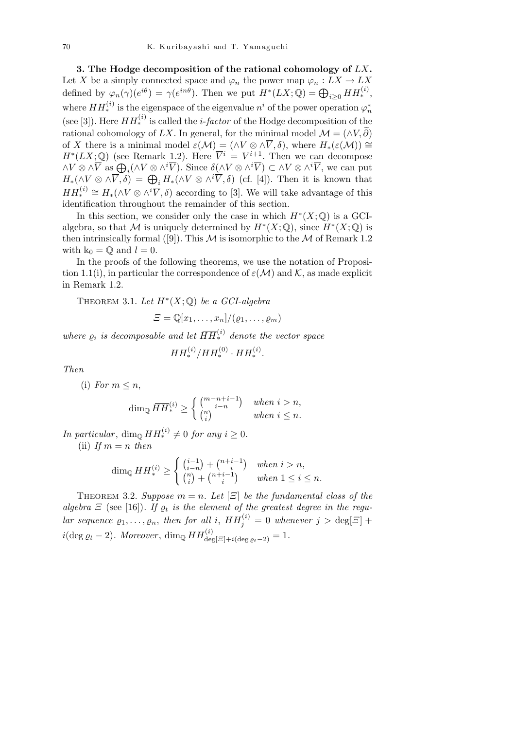**3. The Hodge decomposition of the rational cohomology of $LX$.** Let $X$ be a simply connected space and $\varphi_n$ the power map $\varphi_n : LX \to LX$ defined by $\varphi_n(\gamma)(e^{i\theta}) = \gamma(e^{in\theta})$. Then we put $H^*(LX;\mathbb{Q}) = \bigoplus_{i\geq 0} HH_*^{(i)}$, where $HH_*^{(i)}$ is the eigenspace of the eigenvalue $n^i$ of the power operation $\varphi_n^*$ (see [3]). Here $HH_*^{(i)}$ is called the *$i$-factor* of the Hodge decomposition of the rational cohomology of $LX$. In general, for the minimal model $\mathcal{M} = (\wedge V, \widetilde{\partial})$ of $X$ there is a minimal model $\varepsilon(\mathcal{M}) = (\wedge V \otimes \wedge \overline{V}, \delta)$, where $H_*(\varepsilon(\mathcal{M})) \cong H^*(LX;\mathbb{Q})$ (see Remark 1.2). Here $\overline{V}^i = V^{i+1}$. Then we can decompose $\wedge V \otimes \wedge \overline{V}$ as $\bigoplus_i (\wedge V \otimes \wedge^i \overline{V})$. Since $\delta(\wedge V \otimes \wedge^i \overline{V}) \subset \wedge V \otimes \wedge^i \overline{V}$, we can put $H_*(\wedge V \otimes \wedge \overline{V}, \delta) = \bigoplus_i H_*(\wedge V \otimes \wedge^i \overline{V}, \delta)$ (cf. [4]). Then it is known that $HH_*^{(i)} \cong H_*(\wedge V \otimes \wedge^i \overline{V}, \delta)$ according to [3]. We will take advantage of this identification throughout the remainder of this section.

In this section, we consider only the case in which $H^*(X;\mathbb{Q})$ is a GCI-algebra, so that $\mathcal{M}$ is uniquely determined by $H^*(X;\mathbb{Q})$, since $H^*(X;\mathbb{Q})$ is then intrinsically formal ([9]). This $\mathcal{M}$ is isomorphic to the $\mathcal{M}$ of Remark 1.2 with $\Bbbk_0 = \mathbb{Q}$ and $l = 0$.

In the proofs of the following theorems, we use the notation of Proposition 1.1(i), in particular the correspondence of $\varepsilon(\mathcal{M})$ and $\mathcal{K}$, as made explicit in Remark 1.2.

Theorem 3.1. *Let $H^*(X;\mathbb{Q})$ be a GCI-algebra*

$$\varXi = \mathbb{Q}[x_1, \ldots, x_n]/(\varrho_1, \ldots, \varrho_m)$$

*where $\varrho_i$ is decomposable and let $\overline{HH}_*^{(i)}$ denote the vector space*

$$HH_*^{(i)}/HH_*^{(0)} \cdot HH_*^{(i)}.$$

*Then*

(i) *For $m \leq n$,*

$$\dim_{\mathbb{Q}} \overline{HH}_*^{(i)} \geq \begin{cases} \binom{m-n+i-1}{i-n} & \text{when } i > n, \\ \binom{n}{i} & \text{when } i \leq n. \end{cases}$$

*In particular*, $\dim_{\mathbb{Q}} HH_*^{(i)} \neq 0$ *for any $i \geq 0$.*

(ii) *If $m = n$ then*

$$\dim_{\mathbb{Q}} HH_*^{(i)} \geq \begin{cases} \binom{i-1}{i-n} + \binom{n+i-1}{i} & \text{when } i > n, \\ \binom{n}{i} + \binom{n+i-1}{i} & \text{when } 1 \leq i \leq n. \end{cases}$$

Theorem 3.2. *Suppose $m = n$. Let $[\varXi]$ be the fundamental class of the algebra $\varXi$ (see [16]). If $\varrho_t$ is the element of the greatest degree in the regular sequence $\varrho_1, \ldots, \varrho_n$, then for all $i$, $HH_j^{(i)} = 0$ whenever $j > \deg[\varXi] + i(\deg \varrho_t - 2)$. Moreover, $\dim_{\mathbb{Q}} HH^{(i)}_{\deg[\varXi]+i(\deg \varrho_t-2)} = 1$.*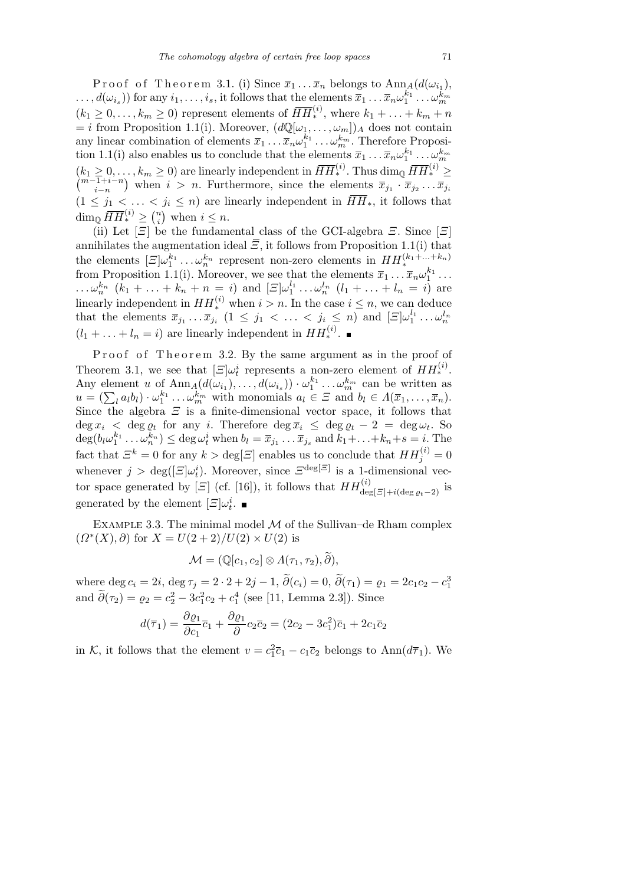Proof of Theorem 3.1. (i) Since $\overline{x}_1 \ldots \overline{x}_n$ belongs to $\mathrm{Ann}_A(d(\omega_{i_1}), \ldots, d(\omega_{i_s}))$ for any $i_1, \ldots, i_s$, it follows that the elements $\overline{x}_1 \ldots \overline{x}_n \omega_1^{k_1} \ldots \omega_m^{k_m}$ ($k_1 \geq 0, \ldots, k_m \geq 0$) represent elements of $\overline{HH}_*^{(i)}$, where $k_1 + \ldots + k_m + n = i$ from Proposition 1.1(i). Moreover, $(d\mathbb{Q}[\omega_1, \ldots, \omega_m])_A$ does not contain any linear combination of elements $\overline{x}_1 \ldots \overline{x}_n \omega_1^{k_1} \ldots \omega_m^{k_m}$. Therefore Proposition 1.1(i) also enables us to conclude that the elements $\overline{x}_1 \ldots \overline{x}_n \omega_1^{k_1} \ldots \omega_m^{k_m}$ ($k_1 \geq 0, \ldots, k_m \geq 0$) are linearly independent in $\overline{HH}_*^{(i)}$. Thus $\dim_{\mathbb{Q}} \overline{HH}_*^{(i)} \geq \binom{m-1+i-n}{i-n}$ when $i > n$. Furthermore, since the elements $\overline{x}_{j_1} \cdot \overline{x}_{j_2} \ldots \overline{x}_{j_i}$ ($1 \leq j_1 < \ldots < j_i \leq n$) are linearly independent in $\overline{HH}_*$, it follows that $\dim_{\mathbb{Q}} \overline{HH}_*^{(i)} \geq \binom{n}{i}$ when $i \leq n$.

(ii) Let $[\Xi]$ be the fundamental class of the GCI-algebra $\Xi$. Since $[\Xi]$ annihilates the augmentation ideal $\overline{\Xi}$, it follows from Proposition 1.1(i) that the elements $[\Xi]\omega_1^{k_1} \ldots \omega_n^{k_n}$ represent non-zero elements in $HH_*^{(k_1+\ldots+k_n)}$ from Proposition 1.1(i). Moreover, we see that the elements $\overline{x}_1 \ldots \overline{x}_n \omega_1^{k_1} \ldots \omega_n^{k_n}$ ($k_1 + \ldots + k_n + n = i$) and $[\Xi]\omega_1^{l_1} \ldots \omega_n^{l_n}$ ($l_1 + \ldots + l_n = i$) are linearly independent in $HH_*^{(i)}$ when $i > n$. In the case $i \leq n$, we can deduce that the elements $\overline{x}_{j_1} \ldots \overline{x}_{j_i}$ ($1 \leq j_1 < \ldots < j_i \leq n$) and $[\Xi]\omega_1^{l_1} \ldots \omega_n^{l_n}$ ($l_1 + \ldots + l_n = i$) are linearly independent in $HH_*^{(i)}$. ∎

Proof of Theorem 3.2. By the same argument as in the proof of Theorem 3.1, we see that $[\Xi]\omega_t^i$ represents a non-zero element of $HH_*^{(i)}$. Any element $u$ of $\mathrm{Ann}_A(d(\omega_{i_1}), \ldots, d(\omega_{i_s})) \cdot \omega_1^{k_1} \ldots \omega_m^{k_m}$ can be written as $u = (\sum_l a_l b_l) \cdot \omega_1^{k_1} \ldots \omega_m^{k_m}$ with monomials $a_l \in \Xi$ and $b_l \in \Lambda(\overline{x}_1, \ldots, \overline{x}_n)$. Since the algebra $\Xi$ is a finite-dimensional vector space, it follows that $\deg x_i < \deg \varrho_t$ for any $i$. Therefore $\deg \overline{x}_i \leq \deg \varrho_t - 2 = \deg \omega_t$. So $\deg(b_l \omega_1^{k_1} \ldots \omega_n^{k_n}) \leq \deg \omega_t^i$ when $b_l = \overline{x}_{j_1} \ldots \overline{x}_{j_s}$ and $k_1 + \ldots + k_n + s = i$. The fact that $\Xi^k = 0$ for any $k > \deg[\Xi]$ enables us to conclude that $HH_j^{(i)} = 0$ whenever $j > \deg([\Xi]\omega_t^i)$. Moreover, since $\Xi^{\deg[\Xi]}$ is a 1-dimensional vector space generated by $[\Xi]$ (cf. [16]), it follows that $HH^{(i)}_{\deg[\Xi]+i(\deg \varrho_t - 2)}$ is generated by the element $[\Xi]\omega_t^i$. ∎

Example 3.3. The minimal model $\mathcal{M}$ of the Sullivan–de Rham complex $(\Omega^*(X), \partial)$ for $X = U(2+2)/U(2) \times U(2)$ is

$$\mathcal{M} = (\mathbb{Q}[c_1, c_2] \otimes \Lambda(\tau_1, \tau_2), \widetilde{\partial}),$$

where $\deg c_i = 2i$, $\deg \tau_j = 2 \cdot 2 + 2j - 1$, $\widetilde{\partial}(c_i) = 0$, $\widetilde{\partial}(\tau_1) = \varrho_1 = 2c_1c_2 - c_1^3$ and $\widetilde{\partial}(\tau_2) = \varrho_2 = c_2^2 - 3c_1^2c_2 + c_1^4$ (see [11, Lemma 2.3]). Since

$$d(\overline{\tau}_1) = \frac{\partial \varrho_1}{\partial c_1}\overline{c}_1 + \frac{\partial \varrho_1}{\partial} c_2 \overline{c}_2 = (2c_2 - 3c_1^2)\overline{c}_1 + 2c_1\overline{c}_2$$

in $\mathcal{K}$, it follows that the element $v = c_1^2\overline{c}_1 - c_1\overline{c}_2$ belongs to $\mathrm{Ann}(d\overline{\tau}_1)$. We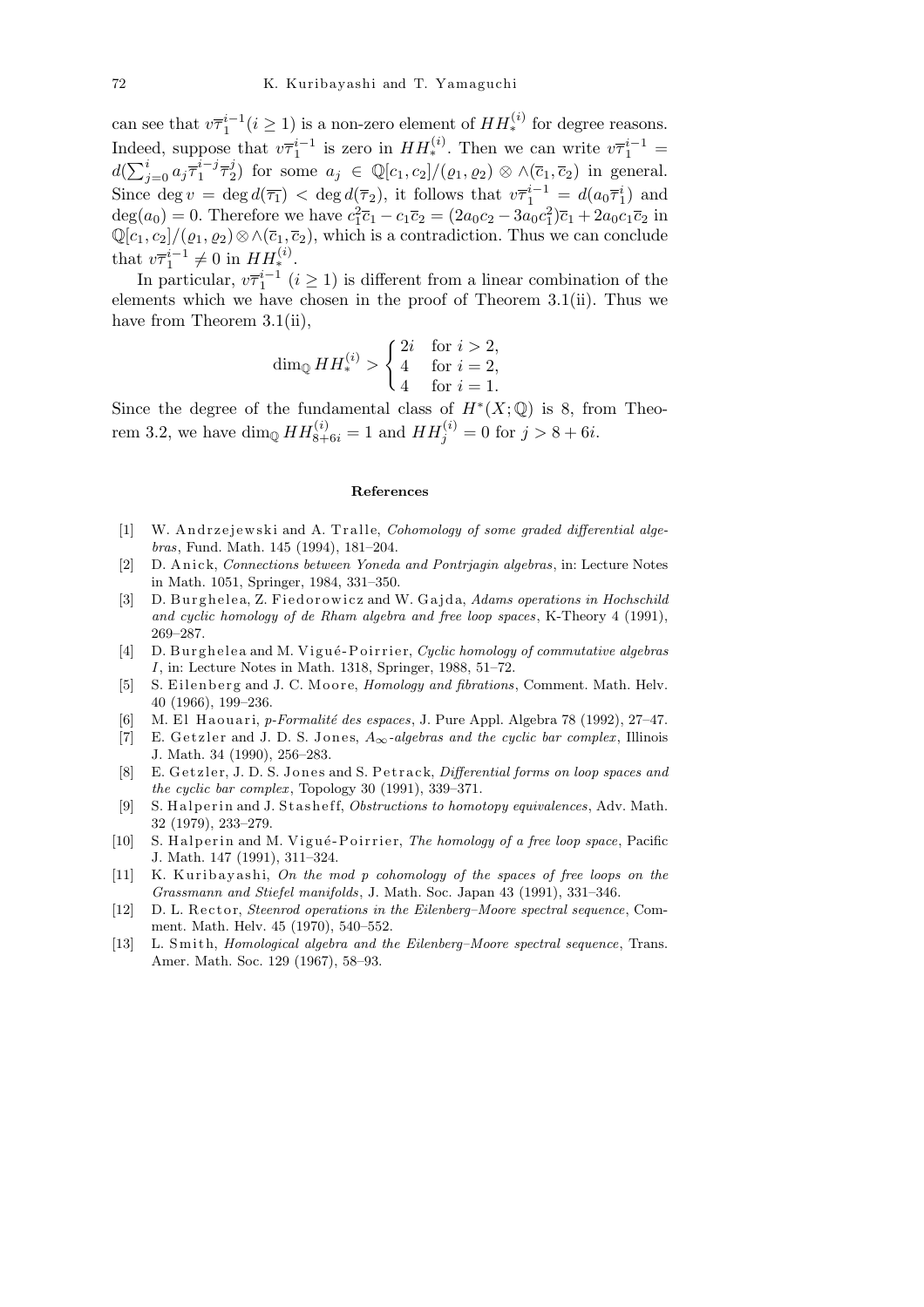can see that $v\overline{\tau}_1^{i-1} (i \geq 1)$ is a non-zero element of $HH_*^{(i)}$ for degree reasons. Indeed, suppose that $v\overline{\tau}_1^{i-1}$ is zero in $HH_*^{(i)}$. Then we can write $v\overline{\tau}_1^{i-1} = d(\sum_{j=0}^{i} a_j \overline{\tau}_1^{i-j}\overline{\tau}_2^{j})$ for some $a_j \in \mathbb{Q}[c_1, c_2]/(\varrho_1, \varrho_2) \otimes \wedge(\overline{c}_1, \overline{c}_2)$ in general. Since $\deg v = \deg d(\overline{\tau_1}) < \deg d(\overline{\tau}_2)$, it follows that $v\overline{\tau}_1^{i-1} = d(a_0\overline{\tau}_1^{i})$ and $\deg(a_0) = 0$. Therefore we have $c_1^2\overline{c}_1 - c_1\overline{c}_2 = (2a_0c_2 - 3a_0c_1^2)\overline{c}_1 + 2a_0c_1\overline{c}_2$ in $\mathbb{Q}[c_1, c_2]/(\varrho_1, \varrho_2) \otimes \wedge(\overline{c}_1, \overline{c}_2)$, which is a contradiction. Thus we can conclude that $v\overline{\tau}_1^{i-1} \neq 0$ in $HH_*^{(i)}$.

In particular, $v\overline{\tau}_1^{i-1}$ $(i \geq 1)$ is different from a linear combination of the elements which we have chosen in the proof of Theorem 3.1(ii). Thus we have from Theorem 3.1(ii),

$$\dim_{\mathbb{Q}} HH_*^{(i)} > \begin{cases} 2i & \text{for } i > 2, \\ 4 & \text{for } i = 2, \\ 4 & \text{for } i = 1. \end{cases}$$

Since the degree of the fundamental class of $H^*(X; \mathbb{Q})$ is 8, from Theorem 3.2, we have $\dim_{\mathbb{Q}} HH_{8+6i}^{(i)} = 1$ and $HH_j^{(i)} = 0$ for $j > 8 + 6i$.

## References

[1] W. Andrzejewski and A. Tralle, *Cohomology of some graded differential algebras*, Fund. Math. 145 (1994), 181–204.

[2] D. Anick, *Connections between Yoneda and Pontrjagin algebras*, in: Lecture Notes in Math. 1051, Springer, 1984, 331–350.

[3] D. Burghelea, Z. Fiedorowicz and W. Gajda, *Adams operations in Hochschild and cyclic homology of de Rham algebra and free loop spaces*, K-Theory 4 (1991), 269–287.

[4] D. Burghelea and M. Vigué-Poirrier, *Cyclic homology of commutative algebras I*, in: Lecture Notes in Math. 1318, Springer, 1988, 51–72.

[5] S. Eilenberg and J. C. Moore, *Homology and fibrations*, Comment. Math. Helv. 40 (1966), 199–236.

[6] M. El Haouari, *p-Formalité des espaces*, J. Pure Appl. Algebra 78 (1992), 27–47.

[7] E. Getzler and J. D. S. Jones, *$A_\infty$-algebras and the cyclic bar complex*, Illinois J. Math. 34 (1990), 256–283.

[8] E. Getzler, J. D. S. Jones and S. Petrack, *Differential forms on loop spaces and the cyclic bar complex*, Topology 30 (1991), 339–371.

[9] S. Halperin and J. Stasheff, *Obstructions to homotopy equivalences*, Adv. Math. 32 (1979), 233–279.

[10] S. Halperin and M. Vigué-Poirrier, *The homology of a free loop space*, Pacific J. Math. 147 (1991), 311–324.

[11] K. Kuribayashi, *On the mod p cohomology of the spaces of free loops on the Grassmann and Stiefel manifolds*, J. Math. Soc. Japan 43 (1991), 331–346.

[12] D. L. Rector, *Steenrod operations in the Eilenberg–Moore spectral sequence*, Comment. Math. Helv. 45 (1970), 540–552.

[13] L. Smith, *Homological algebra and the Eilenberg–Moore spectral sequence*, Trans. Amer. Math. Soc. 129 (1967), 58–93.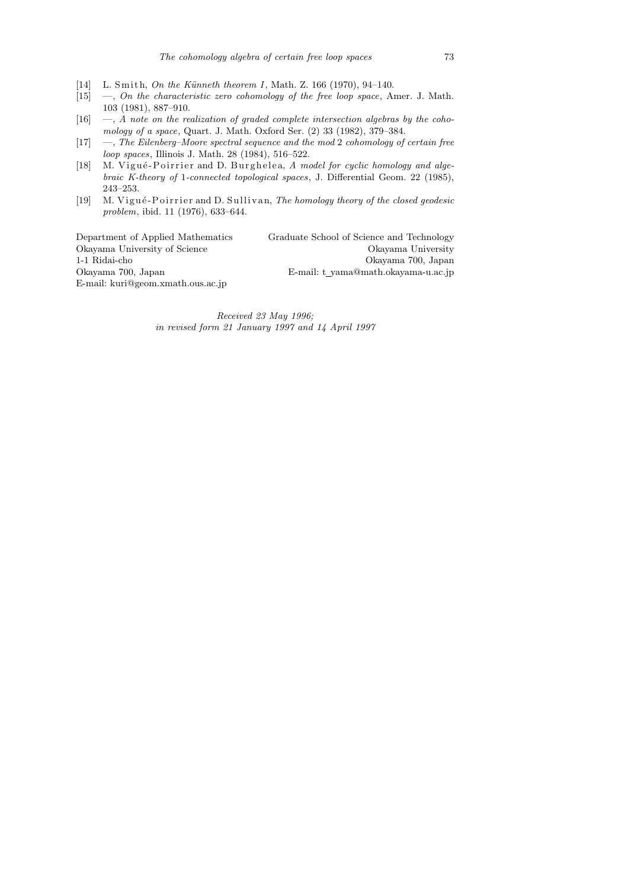[14] L. Smith, *On the Künneth theorem I*, Math. Z. 166 (1970), 94–140.

[15] —, *On the characteristic zero cohomology of the free loop space*, Amer. J. Math. 103 (1981), 887–910.

[16] —, *A note on the realization of graded complete intersection algebras by the cohomology of a space*, Quart. J. Math. Oxford Ser. (2) 33 (1982), 379–384.

[17] —, *The Eilenberg–Moore spectral sequence and the mod 2 cohomology of certain free loop spaces*, Illinois J. Math. 28 (1984), 516–522.

[18] M. Vigué-Poirrier and D. Burghelea, *A model for cyclic homology and algebraic K-theory of 1-connected topological spaces*, J. Differential Geom. 22 (1985), 243–253.

[19] M. Vigué-Poirrier and D. Sullivan, *The homology theory of the closed geodesic problem*, ibid. 11 (1976), 633–644.

Department of Applied Mathematics
Okayama University of Science
1-1 Ridai-cho
Okayama 700, Japan
E-mail: kuri@geom.xmath.ous.ac.jp

Graduate School of Science and Technology
Okayama University
Okayama 700, Japan
E-mail: t_yama@math.okayama-u.ac.jp

*Received 23 May 1996;*
*in revised form 21 January 1997 and 14 April 1997*